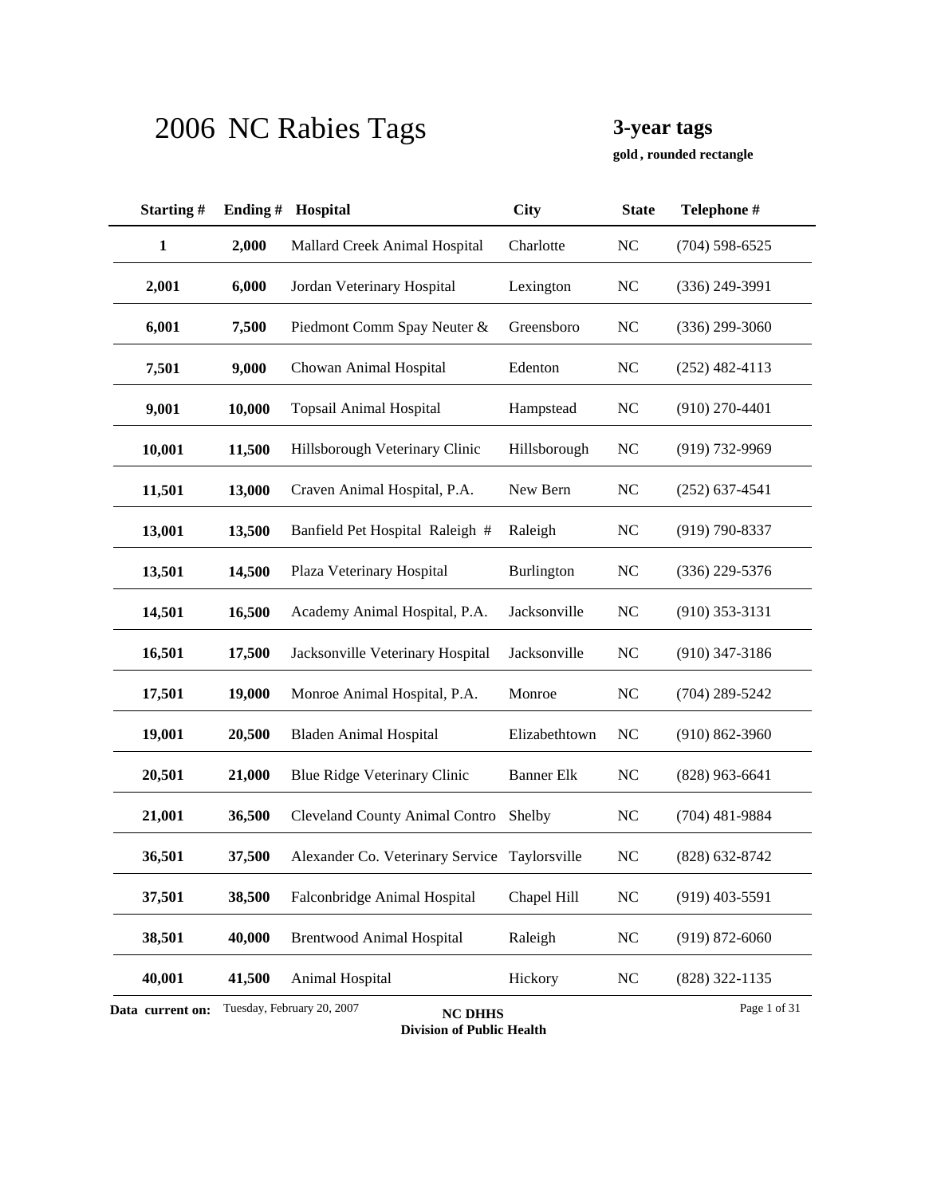# 2006 NC Rabies Tags

**3-year tags**

**gold , rounded rectangle**

| Starting # | Ending # | Hospital | City | State | Telephone # |
|---|---|---|---|---|---|
| **1** | **2,000** | Mallard Creek Animal Hospital | Charlotte | NC | (704) 598-6525 |
| **2,001** | **6,000** | Jordan Veterinary Hospital | Lexington | NC | (336) 249-3991 |
| **6,001** | **7,500** | Piedmont Comm Spay Neuter & | Greensboro | NC | (336) 299-3060 |
| **7,501** | **9,000** | Chowan Animal Hospital | Edenton | NC | (252) 482-4113 |
| **9,001** | **10,000** | Topsail Animal Hospital | Hampstead | NC | (910) 270-4401 |
| **10,001** | **11,500** | Hillsborough Veterinary Clinic | Hillsborough | NC | (919) 732-9969 |
| **11,501** | **13,000** | Craven Animal Hospital, P.A. | New Bern | NC | (252) 637-4541 |
| **13,001** | **13,500** | Banfield Pet Hospital Raleigh # | Raleigh | NC | (919) 790-8337 |
| **13,501** | **14,500** | Plaza Veterinary Hospital | Burlington | NC | (336) 229-5376 |
| **14,501** | **16,500** | Academy Animal Hospital, P.A. | Jacksonville | NC | (910) 353-3131 |
| **16,501** | **17,500** | Jacksonville Veterinary Hospital | Jacksonville | NC | (910) 347-3186 |
| **17,501** | **19,000** | Monroe Animal Hospital, P.A. | Monroe | NC | (704) 289-5242 |
| **19,001** | **20,500** | Bladen Animal Hospital | Elizabethtown | NC | (910) 862-3960 |
| **20,501** | **21,000** | Blue Ridge Veterinary Clinic | Banner Elk | NC | (828) 963-6641 |
| **21,001** | **36,500** | Cleveland County Animal Contro | Shelby | NC | (704) 481-9884 |
| **36,501** | **37,500** | Alexander Co. Veterinary Service | Taylorsville | NC | (828) 632-8742 |
| **37,501** | **38,500** | Falconbridge Animal Hospital | Chapel Hill | NC | (919) 403-5591 |
| **38,501** | **40,000** | Brentwood Animal Hospital | Raleigh | NC | (919) 872-6060 |
| **40,001** | **41,500** | Animal Hospital | Hickory | NC | (828) 322-1135 |

**Data current on:** Tuesday, February 20, 2007

**NC DHHS**
**Division of Public Health**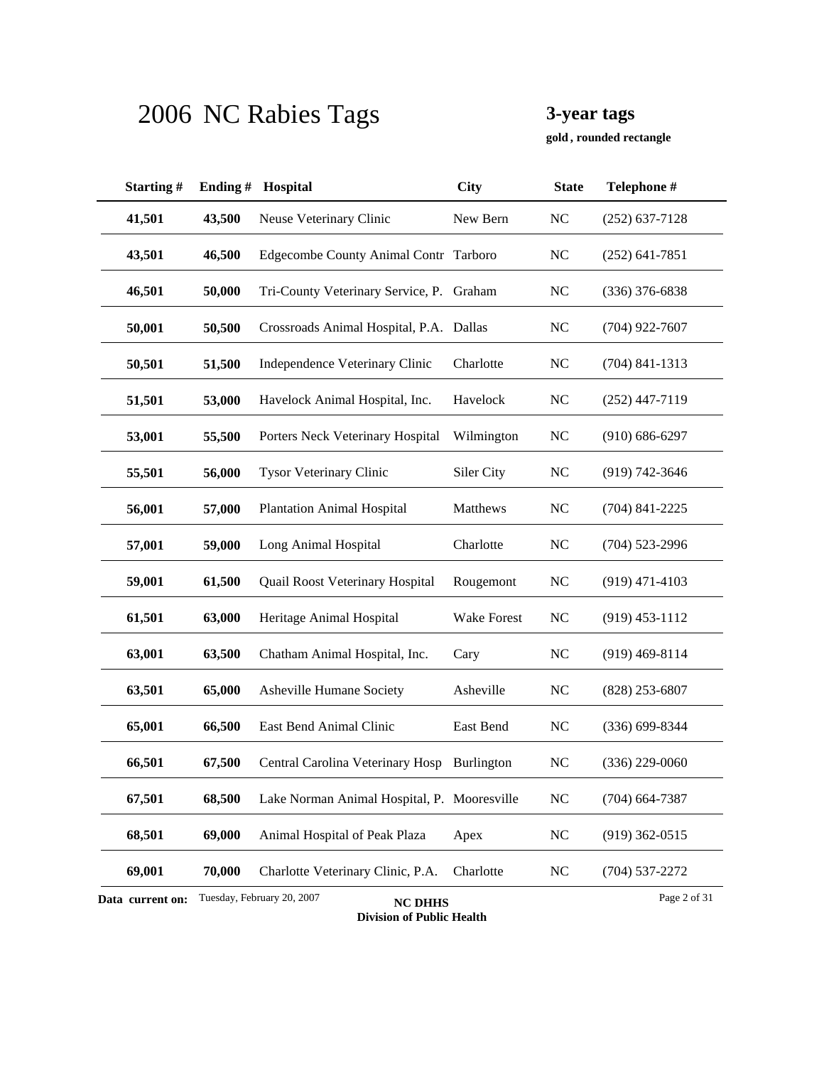# 2006 NC Rabies Tags

**3-year tags**

**gold , rounded rectangle**

| Starting # | Ending # | Hospital | City | State | Telephone # |
|---|---|---|---|---|---|
| **41,501** | **43,500** | Neuse Veterinary Clinic | New Bern | NC | (252) 637-7128 |
| **43,501** | **46,500** | Edgecombe County Animal Contr | Tarboro | NC | (252) 641-7851 |
| **46,501** | **50,000** | Tri-County Veterinary Service, P. | Graham | NC | (336) 376-6838 |
| **50,001** | **50,500** | Crossroads Animal Hospital, P.A. | Dallas | NC | (704) 922-7607 |
| **50,501** | **51,500** | Independence Veterinary Clinic | Charlotte | NC | (704) 841-1313 |
| **51,501** | **53,000** | Havelock Animal Hospital, Inc. | Havelock | NC | (252) 447-7119 |
| **53,001** | **55,500** | Porters Neck Veterinary Hospital | Wilmington | NC | (910) 686-6297 |
| **55,501** | **56,000** | Tysor Veterinary Clinic | Siler City | NC | (919) 742-3646 |
| **56,001** | **57,000** | Plantation Animal Hospital | Matthews | NC | (704) 841-2225 |
| **57,001** | **59,000** | Long Animal Hospital | Charlotte | NC | (704) 523-2996 |
| **59,001** | **61,500** | Quail Roost Veterinary Hospital | Rougemont | NC | (919) 471-4103 |
| **61,501** | **63,000** | Heritage Animal Hospital | Wake Forest | NC | (919) 453-1112 |
| **63,001** | **63,500** | Chatham Animal Hospital, Inc. | Cary | NC | (919) 469-8114 |
| **63,501** | **65,000** | Asheville Humane Society | Asheville | NC | (828) 253-6807 |
| **65,001** | **66,500** | East Bend Animal Clinic | East Bend | NC | (336) 699-8344 |
| **66,501** | **67,500** | Central Carolina Veterinary Hosp | Burlington | NC | (336) 229-0060 |
| **67,501** | **68,500** | Lake Norman Animal Hospital, P. | Mooresville | NC | (704) 664-7387 |
| **68,501** | **69,000** | Animal Hospital of Peak Plaza | Apex | NC | (919) 362-0515 |
| **69,001** | **70,000** | Charlotte Veterinary Clinic, P.A. | Charlotte | NC | (704) 537-2272 |

**Data current on:** Tuesday, February 20, 2007

**NC DHHS**
**Division of Public Health**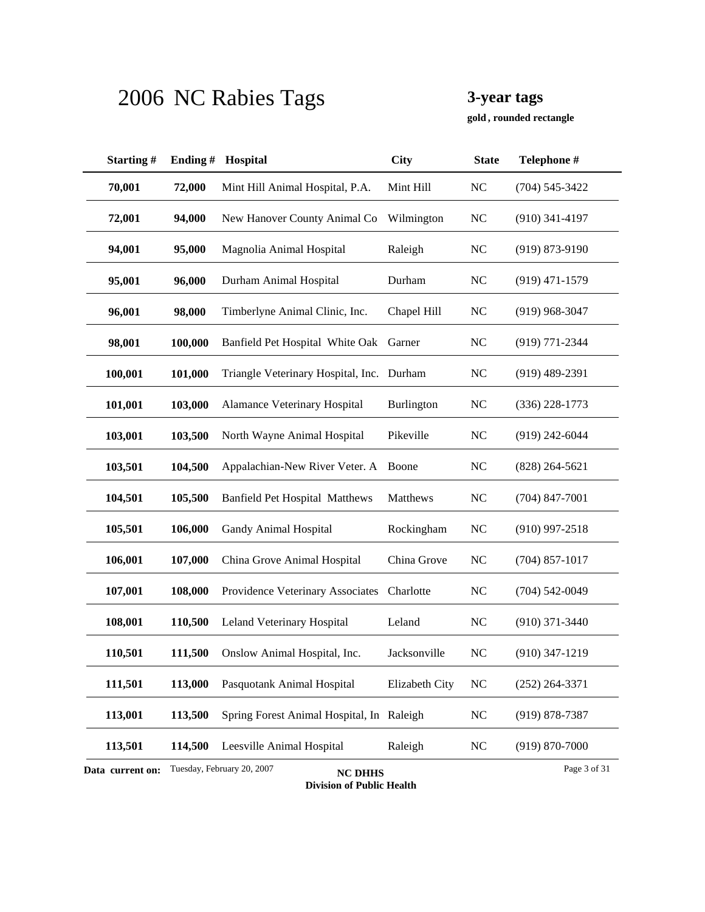# 2006 NC Rabies Tags

**3-year tags**

**gold , rounded rectangle**

| Starting # | Ending # | Hospital | City | State | Telephone # |
|---|---|---|---|---|---|
| **70,001** | **72,000** | Mint Hill Animal Hospital, P.A. | Mint Hill | NC | (704) 545-3422 |
| **72,001** | **94,000** | New Hanover County Animal Co | Wilmington | NC | (910) 341-4197 |
| **94,001** | **95,000** | Magnolia Animal Hospital | Raleigh | NC | (919) 873-9190 |
| **95,001** | **96,000** | Durham Animal Hospital | Durham | NC | (919) 471-1579 |
| **96,001** | **98,000** | Timberlyne Animal Clinic, Inc. | Chapel Hill | NC | (919) 968-3047 |
| **98,001** | **100,000** | Banfield Pet Hospital White Oak | Garner | NC | (919) 771-2344 |
| **100,001** | **101,000** | Triangle Veterinary Hospital, Inc. | Durham | NC | (919) 489-2391 |
| **101,001** | **103,000** | Alamance Veterinary Hospital | Burlington | NC | (336) 228-1773 |
| **103,001** | **103,500** | North Wayne Animal Hospital | Pikeville | NC | (919) 242-6044 |
| **103,501** | **104,500** | Appalachian-New River Veter. A | Boone | NC | (828) 264-5621 |
| **104,501** | **105,500** | Banfield Pet Hospital Matthews | Matthews | NC | (704) 847-7001 |
| **105,501** | **106,000** | Gandy Animal Hospital | Rockingham | NC | (910) 997-2518 |
| **106,001** | **107,000** | China Grove Animal Hospital | China Grove | NC | (704) 857-1017 |
| **107,001** | **108,000** | Providence Veterinary Associates | Charlotte | NC | (704) 542-0049 |
| **108,001** | **110,500** | Leland Veterinary Hospital | Leland | NC | (910) 371-3440 |
| **110,501** | **111,500** | Onslow Animal Hospital, Inc. | Jacksonville | NC | (910) 347-1219 |
| **111,501** | **113,000** | Pasquotank Animal Hospital | Elizabeth City | NC | (252) 264-3371 |
| **113,001** | **113,500** | Spring Forest Animal Hospital, In | Raleigh | NC | (919) 878-7387 |
| **113,501** | **114,500** | Leesville Animal Hospital | Raleigh | NC | (919) 870-7000 |

**Data current on:** Tuesday, February 20, 2007

**NC DHHS**
**Division of Public Health**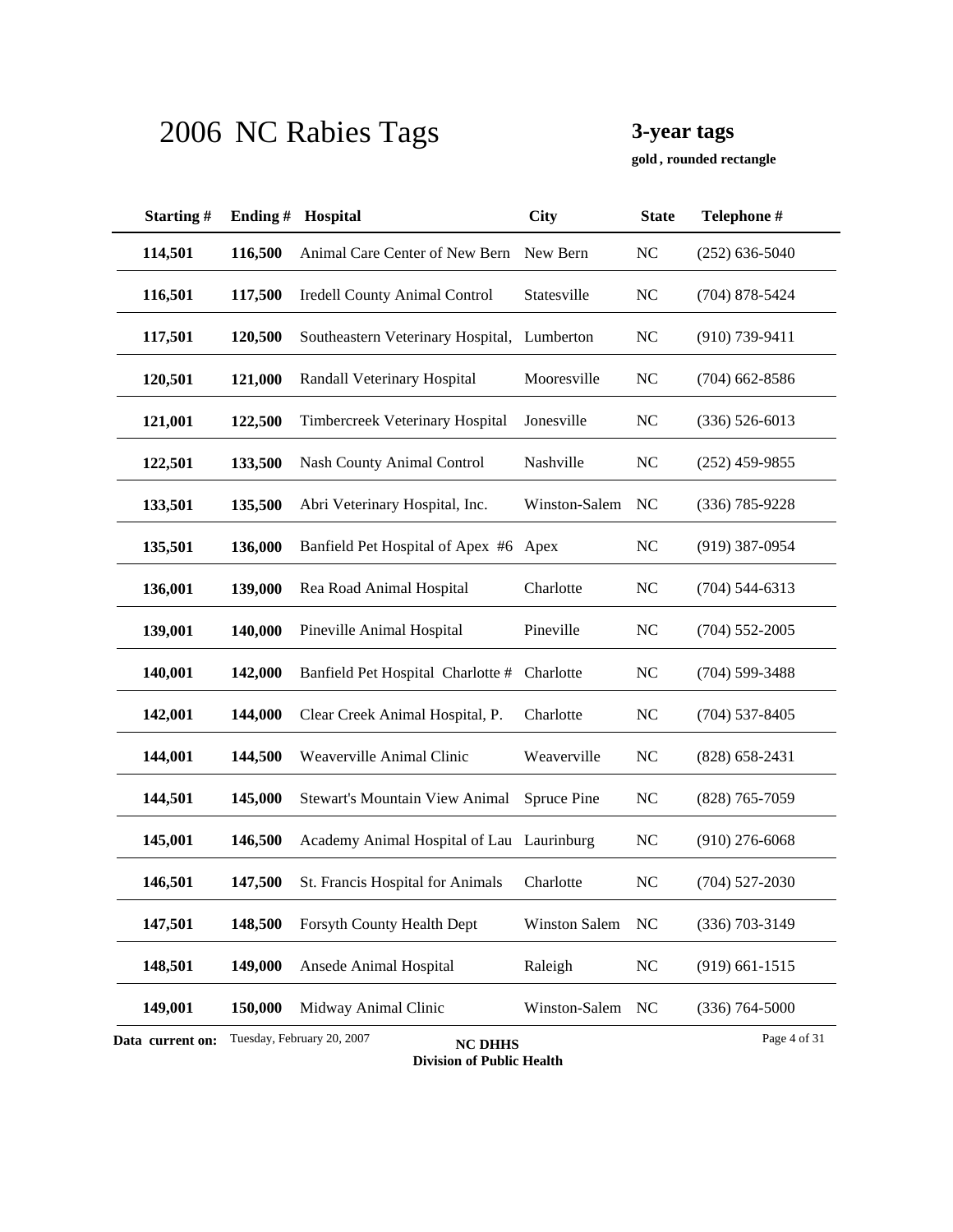# 2006 NC Rabies Tags

**3-year tags**

**gold , rounded rectangle**

| Starting # | Ending # | Hospital | City | State | Telephone # |
|---|---|---|---|---|---|
| **114,501** | **116,500** | Animal Care Center of New Bern | New Bern | NC | (252) 636-5040 |
| **116,501** | **117,500** | Iredell County Animal Control | Statesville | NC | (704) 878-5424 |
| **117,501** | **120,500** | Southeastern Veterinary Hospital, | Lumberton | NC | (910) 739-9411 |
| **120,501** | **121,000** | Randall Veterinary Hospital | Mooresville | NC | (704) 662-8586 |
| **121,001** | **122,500** | Timbercreek Veterinary Hospital | Jonesville | NC | (336) 526-6013 |
| **122,501** | **133,500** | Nash County Animal Control | Nashville | NC | (252) 459-9855 |
| **133,501** | **135,500** | Abri Veterinary Hospital, Inc. | Winston-Salem | NC | (336) 785-9228 |
| **135,501** | **136,000** | Banfield Pet Hospital of Apex #6 | Apex | NC | (919) 387-0954 |
| **136,001** | **139,000** | Rea Road Animal Hospital | Charlotte | NC | (704) 544-6313 |
| **139,001** | **140,000** | Pineville Animal Hospital | Pineville | NC | (704) 552-2005 |
| **140,001** | **142,000** | Banfield Pet Hospital Charlotte # | Charlotte | NC | (704) 599-3488 |
| **142,001** | **144,000** | Clear Creek Animal Hospital, P. | Charlotte | NC | (704) 537-8405 |
| **144,001** | **144,500** | Weaverville Animal Clinic | Weaverville | NC | (828) 658-2431 |
| **144,501** | **145,000** | Stewart's Mountain View Animal | Spruce Pine | NC | (828) 765-7059 |
| **145,001** | **146,500** | Academy Animal Hospital of Lau | Laurinburg | NC | (910) 276-6068 |
| **146,501** | **147,500** | St. Francis Hospital for Animals | Charlotte | NC | (704) 527-2030 |
| **147,501** | **148,500** | Forsyth County Health Dept | Winston Salem | NC | (336) 703-3149 |
| **148,501** | **149,000** | Ansede Animal Hospital | Raleigh | NC | (919) 661-1515 |
| **149,001** | **150,000** | Midway Animal Clinic | Winston-Salem | NC | (336) 764-5000 |

**Data current on:** Tuesday, February 20, 2007

**NC DHHS**
**Division of Public Health**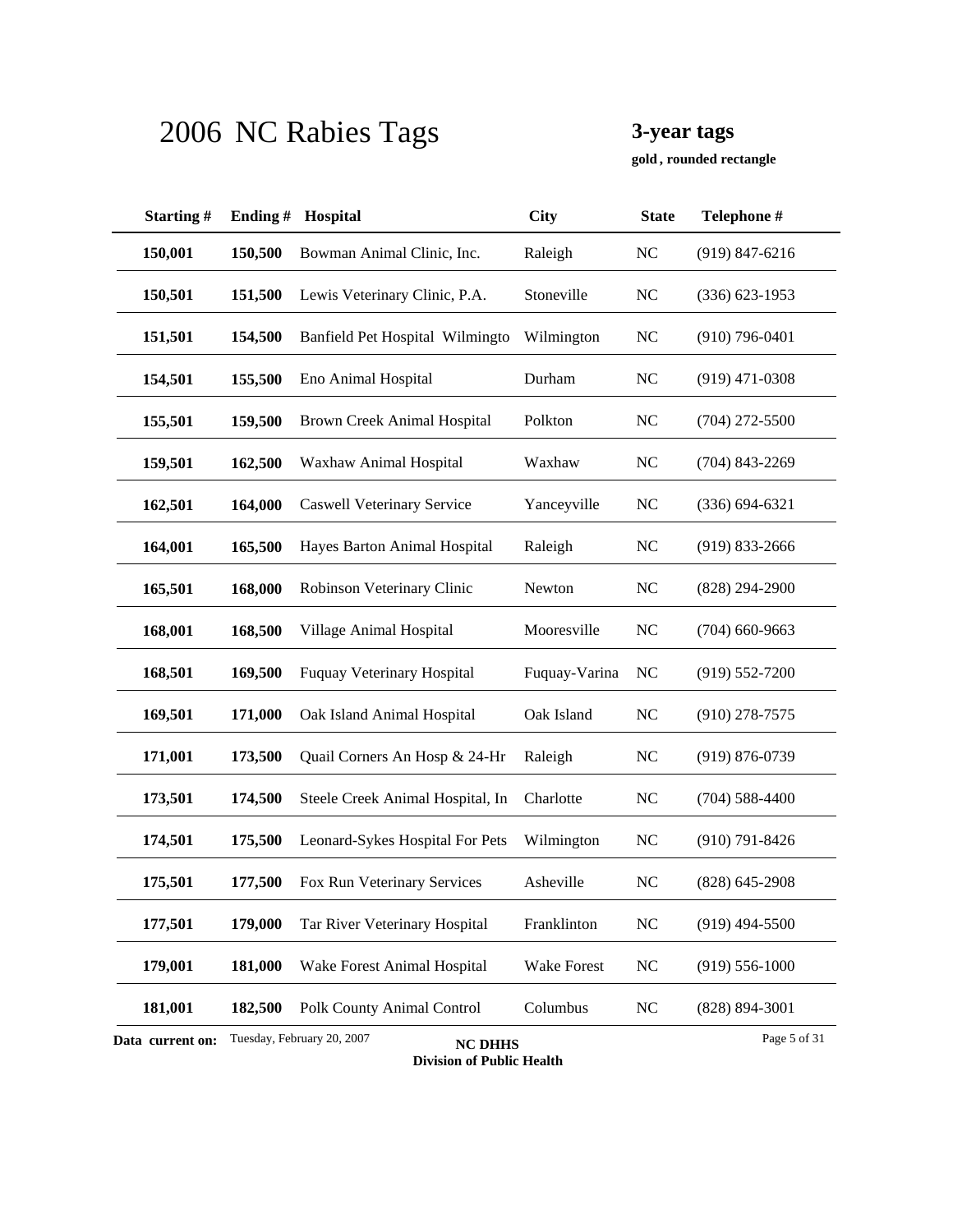# 2006 NC Rabies Tags

**3-year tags**

**gold , rounded rectangle**

| Starting # | Ending # | Hospital | City | State | Telephone # |
|---|---|---|---|---|---|
| **150,001** | **150,500** | Bowman Animal Clinic, Inc. | Raleigh | NC | (919) 847-6216 |
| **150,501** | **151,500** | Lewis Veterinary Clinic, P.A. | Stoneville | NC | (336) 623-1953 |
| **151,501** | **154,500** | Banfield Pet Hospital Wilmingto | Wilmington | NC | (910) 796-0401 |
| **154,501** | **155,500** | Eno Animal Hospital | Durham | NC | (919) 471-0308 |
| **155,501** | **159,500** | Brown Creek Animal Hospital | Polkton | NC | (704) 272-5500 |
| **159,501** | **162,500** | Waxhaw Animal Hospital | Waxhaw | NC | (704) 843-2269 |
| **162,501** | **164,000** | Caswell Veterinary Service | Yanceyville | NC | (336) 694-6321 |
| **164,001** | **165,500** | Hayes Barton Animal Hospital | Raleigh | NC | (919) 833-2666 |
| **165,501** | **168,000** | Robinson Veterinary Clinic | Newton | NC | (828) 294-2900 |
| **168,001** | **168,500** | Village Animal Hospital | Mooresville | NC | (704) 660-9663 |
| **168,501** | **169,500** | Fuquay Veterinary Hospital | Fuquay-Varina | NC | (919) 552-7200 |
| **169,501** | **171,000** | Oak Island Animal Hospital | Oak Island | NC | (910) 278-7575 |
| **171,001** | **173,500** | Quail Corners An Hosp & 24-Hr | Raleigh | NC | (919) 876-0739 |
| **173,501** | **174,500** | Steele Creek Animal Hospital, In | Charlotte | NC | (704) 588-4400 |
| **174,501** | **175,500** | Leonard-Sykes Hospital For Pets | Wilmington | NC | (910) 791-8426 |
| **175,501** | **177,500** | Fox Run Veterinary Services | Asheville | NC | (828) 645-2908 |
| **177,501** | **179,000** | Tar River Veterinary Hospital | Franklinton | NC | (919) 494-5500 |
| **179,001** | **181,000** | Wake Forest Animal Hospital | Wake Forest | NC | (919) 556-1000 |
| **181,001** | **182,500** | Polk County Animal Control | Columbus | NC | (828) 894-3001 |

**Data current on:** Tuesday, February 20, 2007

**NC DHHS**
**Division of Public Health**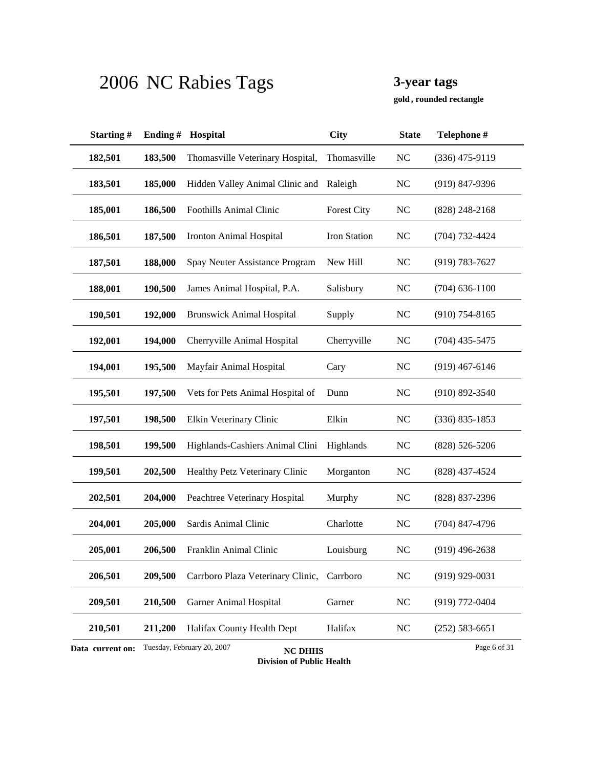# 2006 NC Rabies Tags

**3-year tags**

**gold , rounded rectangle**

| Starting # | Ending # | Hospital | City | State | Telephone # |
|---|---|---|---|---|---|
| **182,501** | **183,500** | Thomasville Veterinary Hospital, | Thomasville | NC | (336) 475-9119 |
| **183,501** | **185,000** | Hidden Valley Animal Clinic and | Raleigh | NC | (919) 847-9396 |
| **185,001** | **186,500** | Foothills Animal Clinic | Forest City | NC | (828) 248-2168 |
| **186,501** | **187,500** | Ironton Animal Hospital | Iron Station | NC | (704) 732-4424 |
| **187,501** | **188,000** | Spay Neuter Assistance Program | New Hill | NC | (919) 783-7627 |
| **188,001** | **190,500** | James Animal Hospital, P.A. | Salisbury | NC | (704) 636-1100 |
| **190,501** | **192,000** | Brunswick Animal Hospital | Supply | NC | (910) 754-8165 |
| **192,001** | **194,000** | Cherryville Animal Hospital | Cherryville | NC | (704) 435-5475 |
| **194,001** | **195,500** | Mayfair Animal Hospital | Cary | NC | (919) 467-6146 |
| **195,501** | **197,500** | Vets for Pets Animal Hospital of | Dunn | NC | (910) 892-3540 |
| **197,501** | **198,500** | Elkin Veterinary Clinic | Elkin | NC | (336) 835-1853 |
| **198,501** | **199,500** | Highlands-Cashiers Animal Clini | Highlands | NC | (828) 526-5206 |
| **199,501** | **202,500** | Healthy Petz Veterinary Clinic | Morganton | NC | (828) 437-4524 |
| **202,501** | **204,000** | Peachtree Veterinary Hospital | Murphy | NC | (828) 837-2396 |
| **204,001** | **205,000** | Sardis Animal Clinic | Charlotte | NC | (704) 847-4796 |
| **205,001** | **206,500** | Franklin Animal Clinic | Louisburg | NC | (919) 496-2638 |
| **206,501** | **209,500** | Carrboro Plaza Veterinary Clinic, | Carrboro | NC | (919) 929-0031 |
| **209,501** | **210,500** | Garner Animal Hospital | Garner | NC | (919) 772-0404 |
| **210,501** | **211,200** | Halifax County Health Dept | Halifax | NC | (252) 583-6651 |

**Data current on:** Tuesday, February 20, 2007

**NC DHHS**
**Division of Public Health**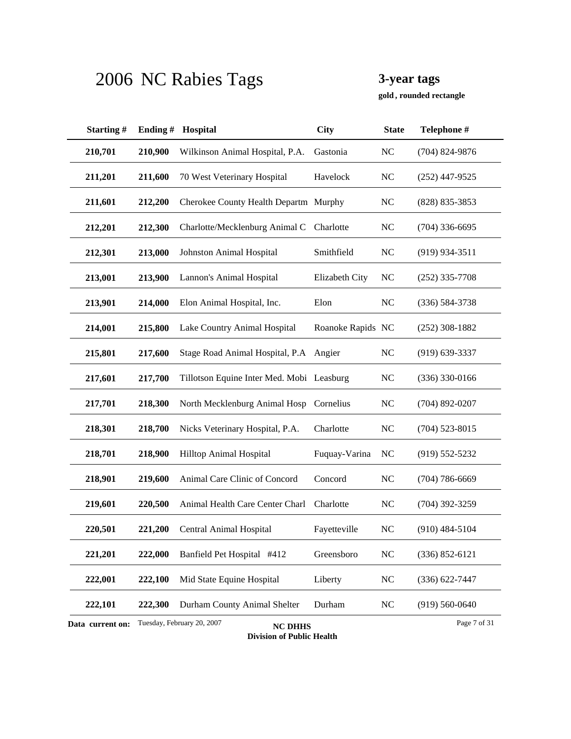# 2006 NC Rabies Tags

**3-year tags**

**gold , rounded rectangle**

| Starting # | Ending # | Hospital | City | State | Telephone # |
|---|---|---|---|---|---|
| 210,701 | 210,900 | Wilkinson Animal Hospital, P.A. | Gastonia | NC | (704) 824-9876 |
| 211,201 | 211,600 | 70 West Veterinary Hospital | Havelock | NC | (252) 447-9525 |
| 211,601 | 212,200 | Cherokee County Health Departm | Murphy | NC | (828) 835-3853 |
| 212,201 | 212,300 | Charlotte/Mecklenburg Animal C | Charlotte | NC | (704) 336-6695 |
| 212,301 | 213,000 | Johnston Animal Hospital | Smithfield | NC | (919) 934-3511 |
| 213,001 | 213,900 | Lannon's Animal Hospital | Elizabeth City | NC | (252) 335-7708 |
| 213,901 | 214,000 | Elon Animal Hospital, Inc. | Elon | NC | (336) 584-3738 |
| 214,001 | 215,800 | Lake Country Animal Hospital | Roanoke Rapids | NC | (252) 308-1882 |
| 215,801 | 217,600 | Stage Road Animal Hospital, P.A | Angier | NC | (919) 639-3337 |
| 217,601 | 217,700 | Tillotson Equine Inter Med. Mobi | Leasburg | NC | (336) 330-0166 |
| 217,701 | 218,300 | North Mecklenburg Animal Hosp | Cornelius | NC | (704) 892-0207 |
| 218,301 | 218,700 | Nicks Veterinary Hospital, P.A. | Charlotte | NC | (704) 523-8015 |
| 218,701 | 218,900 | Hilltop Animal Hospital | Fuquay-Varina | NC | (919) 552-5232 |
| 218,901 | 219,600 | Animal Care Clinic of Concord | Concord | NC | (704) 786-6669 |
| 219,601 | 220,500 | Animal Health Care Center Charl | Charlotte | NC | (704) 392-3259 |
| 220,501 | 221,200 | Central Animal Hospital | Fayetteville | NC | (910) 484-5104 |
| 221,201 | 222,000 | Banfield Pet Hospital #412 | Greensboro | NC | (336) 852-6121 |
| 222,001 | 222,100 | Mid State Equine Hospital | Liberty | NC | (336) 622-7447 |
| 222,101 | 222,300 | Durham County Animal Shelter | Durham | NC | (919) 560-0640 |

**Data current on:** Tuesday, February 20, 2007

**NC DHHS**
**Division of Public Health**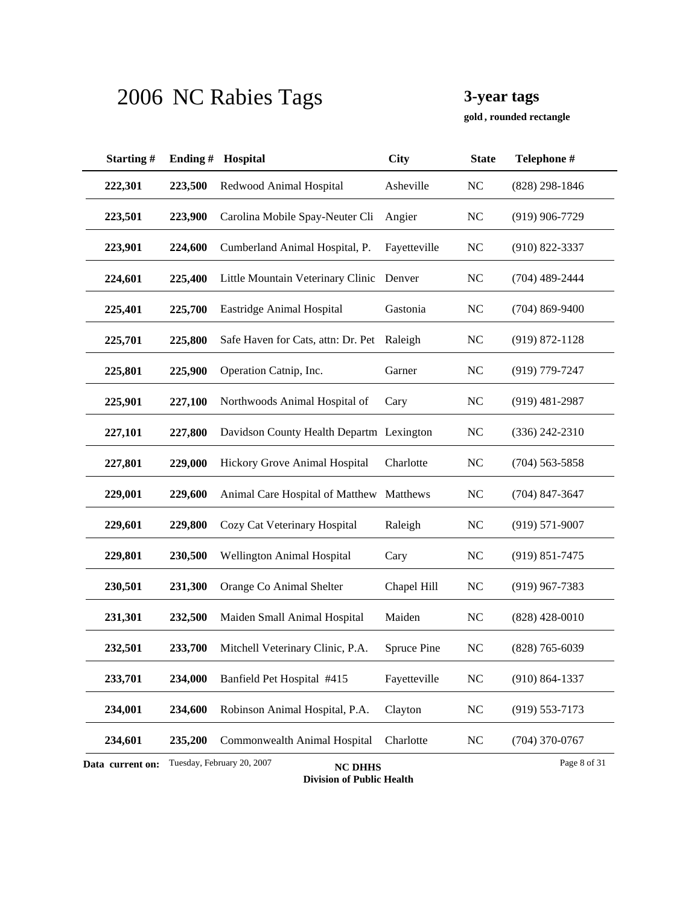# 2006 NC Rabies Tags

**3-year tags**

**gold , rounded rectangle**

| Starting # | Ending # | Hospital | City | State | Telephone # |
|---|---|---|---|---|---|
| 222,301 | 223,500 | Redwood Animal Hospital | Asheville | NC | (828) 298-1846 |
| 223,501 | 223,900 | Carolina Mobile Spay-Neuter Cli | Angier | NC | (919) 906-7729 |
| 223,901 | 224,600 | Cumberland Animal Hospital, P. | Fayetteville | NC | (910) 822-3337 |
| 224,601 | 225,400 | Little Mountain Veterinary Clinic | Denver | NC | (704) 489-2444 |
| 225,401 | 225,700 | Eastridge Animal Hospital | Gastonia | NC | (704) 869-9400 |
| 225,701 | 225,800 | Safe Haven for Cats, attn: Dr. Pet | Raleigh | NC | (919) 872-1128 |
| 225,801 | 225,900 | Operation Catnip, Inc. | Garner | NC | (919) 779-7247 |
| 225,901 | 227,100 | Northwoods Animal Hospital of | Cary | NC | (919) 481-2987 |
| 227,101 | 227,800 | Davidson County Health Departm | Lexington | NC | (336) 242-2310 |
| 227,801 | 229,000 | Hickory Grove Animal Hospital | Charlotte | NC | (704) 563-5858 |
| 229,001 | 229,600 | Animal Care Hospital of Matthew | Matthews | NC | (704) 847-3647 |
| 229,601 | 229,800 | Cozy Cat Veterinary Hospital | Raleigh | NC | (919) 571-9007 |
| 229,801 | 230,500 | Wellington Animal Hospital | Cary | NC | (919) 851-7475 |
| 230,501 | 231,300 | Orange Co Animal Shelter | Chapel Hill | NC | (919) 967-7383 |
| 231,301 | 232,500 | Maiden Small Animal Hospital | Maiden | NC | (828) 428-0010 |
| 232,501 | 233,700 | Mitchell Veterinary Clinic, P.A. | Spruce Pine | NC | (828) 765-6039 |
| 233,701 | 234,000 | Banfield Pet Hospital #415 | Fayetteville | NC | (910) 864-1337 |
| 234,001 | 234,600 | Robinson Animal Hospital, P.A. | Clayton | NC | (919) 553-7173 |
| 234,601 | 235,200 | Commonwealth Animal Hospital | Charlotte | NC | (704) 370-0767 |

**Data current on:** Tuesday, February 20, 2007

**NC DHHS**
**Division of Public Health**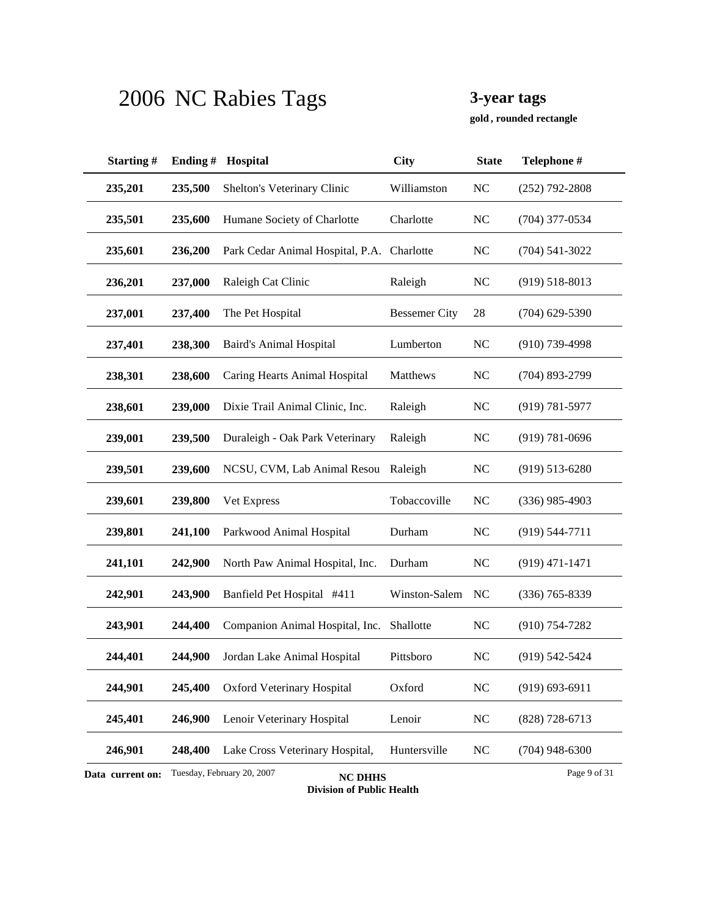# 2006 NC Rabies Tags

**3-year tags**

**gold , rounded rectangle**

| Starting # | Ending # | Hospital | City | State | Telephone # |
|---|---|---|---|---|---|
| 235,201 | 235,500 | Shelton's Veterinary Clinic | Williamston | NC | (252) 792-2808 |
| 235,501 | 235,600 | Humane Society of Charlotte | Charlotte | NC | (704) 377-0534 |
| 235,601 | 236,200 | Park Cedar Animal Hospital, P.A. | Charlotte | NC | (704) 541-3022 |
| 236,201 | 237,000 | Raleigh Cat Clinic | Raleigh | NC | (919) 518-8013 |
| 237,001 | 237,400 | The Pet Hospital | Bessemer City | 28 | (704) 629-5390 |
| 237,401 | 238,300 | Baird's Animal Hospital | Lumberton | NC | (910) 739-4998 |
| 238,301 | 238,600 | Caring Hearts Animal Hospital | Matthews | NC | (704) 893-2799 |
| 238,601 | 239,000 | Dixie Trail Animal Clinic, Inc. | Raleigh | NC | (919) 781-5977 |
| 239,001 | 239,500 | Duraleigh - Oak Park Veterinary | Raleigh | NC | (919) 781-0696 |
| 239,501 | 239,600 | NCSU, CVM, Lab Animal Resou | Raleigh | NC | (919) 513-6280 |
| 239,601 | 239,800 | Vet Express | Tobaccoville | NC | (336) 985-4903 |
| 239,801 | 241,100 | Parkwood Animal Hospital | Durham | NC | (919) 544-7711 |
| 241,101 | 242,900 | North Paw Animal Hospital, Inc. | Durham | NC | (919) 471-1471 |
| 242,901 | 243,900 | Banfield Pet Hospital #411 | Winston-Salem | NC | (336) 765-8339 |
| 243,901 | 244,400 | Companion Animal Hospital, Inc. | Shallotte | NC | (910) 754-7282 |
| 244,401 | 244,900 | Jordan Lake Animal Hospital | Pittsboro | NC | (919) 542-5424 |
| 244,901 | 245,400 | Oxford Veterinary Hospital | Oxford | NC | (919) 693-6911 |
| 245,401 | 246,900 | Lenoir Veterinary Hospital | Lenoir | NC | (828) 728-6713 |
| 246,901 | 248,400 | Lake Cross Veterinary Hospital, | Huntersville | NC | (704) 948-6300 |

**Data current on:** Tuesday, February 20, 2007

**NC DHHS**
**Division of Public Health**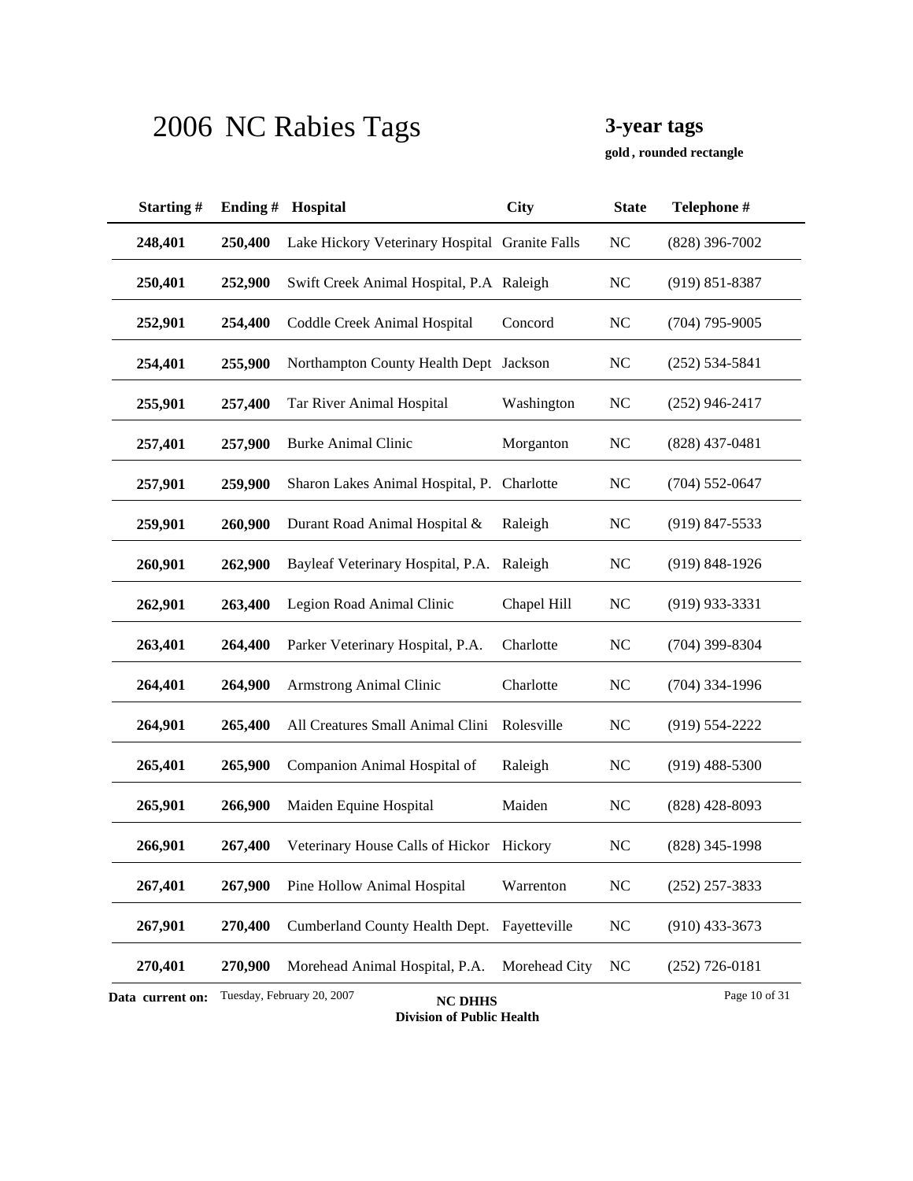# 2006 NC Rabies Tags

**3-year tags**

**gold , rounded rectangle**

| Starting # | Ending # | Hospital | City | State | Telephone # |
|---|---|---|---|---|---|
| **248,401** | **250,400** | Lake Hickory Veterinary Hospital | Granite Falls | NC | (828) 396-7002 |
| **250,401** | **252,900** | Swift Creek Animal Hospital, P.A | Raleigh | NC | (919) 851-8387 |
| **252,901** | **254,400** | Coddle Creek Animal Hospital | Concord | NC | (704) 795-9005 |
| **254,401** | **255,900** | Northampton County Health Dept | Jackson | NC | (252) 534-5841 |
| **255,901** | **257,400** | Tar River Animal Hospital | Washington | NC | (252) 946-2417 |
| **257,401** | **257,900** | Burke Animal Clinic | Morganton | NC | (828) 437-0481 |
| **257,901** | **259,900** | Sharon Lakes Animal Hospital, P. | Charlotte | NC | (704) 552-0647 |
| **259,901** | **260,900** | Durant Road Animal Hospital & | Raleigh | NC | (919) 847-5533 |
| **260,901** | **262,900** | Bayleaf Veterinary Hospital, P.A. | Raleigh | NC | (919) 848-1926 |
| **262,901** | **263,400** | Legion Road Animal Clinic | Chapel Hill | NC | (919) 933-3331 |
| **263,401** | **264,400** | Parker Veterinary Hospital, P.A. | Charlotte | NC | (704) 399-8304 |
| **264,401** | **264,900** | Armstrong Animal Clinic | Charlotte | NC | (704) 334-1996 |
| **264,901** | **265,400** | All Creatures Small Animal Clini | Rolesville | NC | (919) 554-2222 |
| **265,401** | **265,900** | Companion Animal Hospital of | Raleigh | NC | (919) 488-5300 |
| **265,901** | **266,900** | Maiden Equine Hospital | Maiden | NC | (828) 428-8093 |
| **266,901** | **267,400** | Veterinary House Calls of Hickor | Hickory | NC | (828) 345-1998 |
| **267,401** | **267,900** | Pine Hollow Animal Hospital | Warrenton | NC | (252) 257-3833 |
| **267,901** | **270,400** | Cumberland County Health Dept. | Fayetteville | NC | (910) 433-3673 |
| **270,401** | **270,900** | Morehead Animal Hospital, P.A. | Morehead City | NC | (252) 726-0181 |

**Data current on:** Tuesday, February 20, 2007

**NC DHHS**
**Division of Public Health**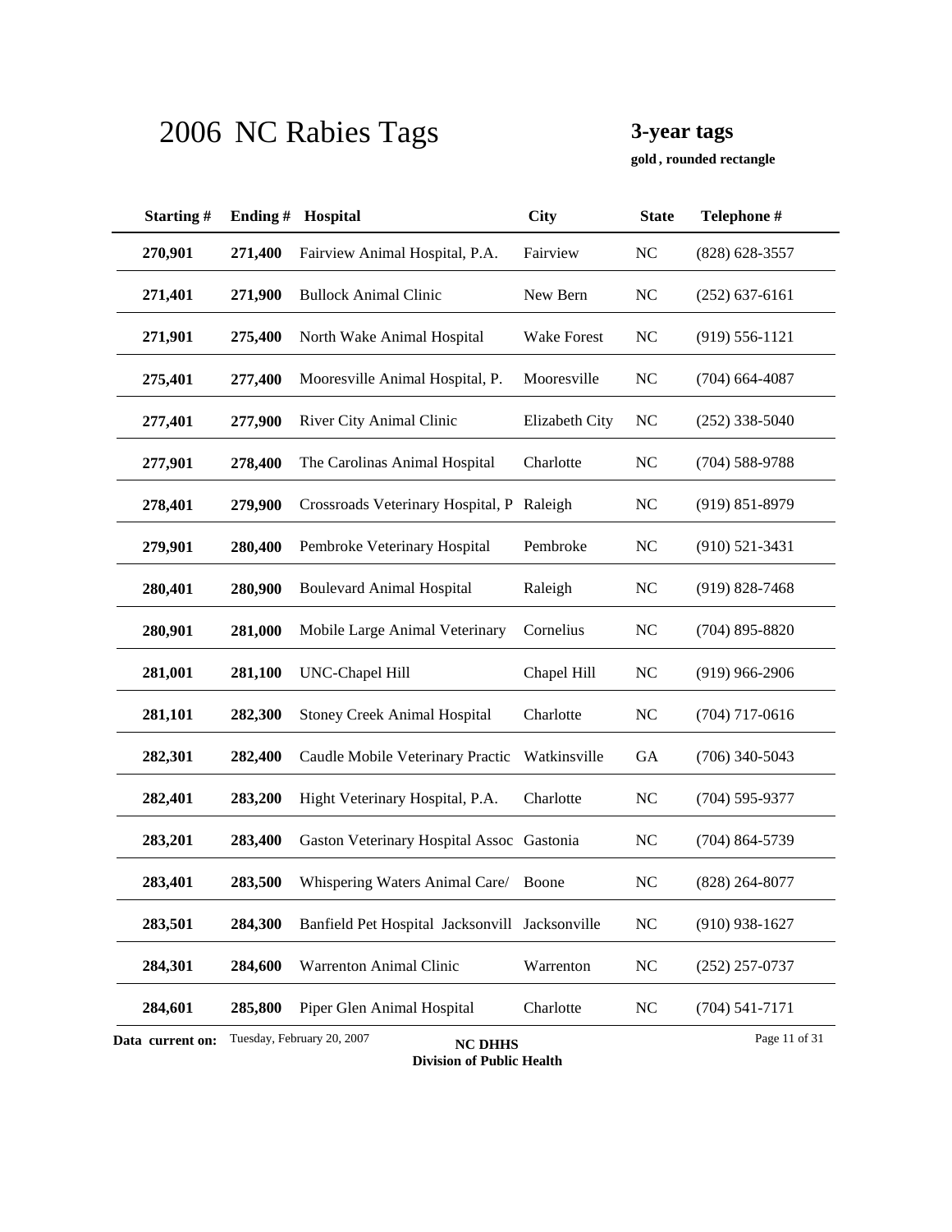# 2006 NC Rabies Tags

**3-year tags**

**gold , rounded rectangle**

| Starting # | Ending # | Hospital | City | State | Telephone # |
|---|---|---|---|---|---|
| **270,901** | **271,400** | Fairview Animal Hospital, P.A. | Fairview | NC | (828) 628-3557 |
| **271,401** | **271,900** | Bullock Animal Clinic | New Bern | NC | (252) 637-6161 |
| **271,901** | **275,400** | North Wake Animal Hospital | Wake Forest | NC | (919) 556-1121 |
| **275,401** | **277,400** | Mooresville Animal Hospital, P. | Mooresville | NC | (704) 664-4087 |
| **277,401** | **277,900** | River City Animal Clinic | Elizabeth City | NC | (252) 338-5040 |
| **277,901** | **278,400** | The Carolinas Animal Hospital | Charlotte | NC | (704) 588-9788 |
| **278,401** | **279,900** | Crossroads Veterinary Hospital, P | Raleigh | NC | (919) 851-8979 |
| **279,901** | **280,400** | Pembroke Veterinary Hospital | Pembroke | NC | (910) 521-3431 |
| **280,401** | **280,900** | Boulevard Animal Hospital | Raleigh | NC | (919) 828-7468 |
| **280,901** | **281,000** | Mobile Large Animal Veterinary | Cornelius | NC | (704) 895-8820 |
| **281,001** | **281,100** | UNC-Chapel Hill | Chapel Hill | NC | (919) 966-2906 |
| **281,101** | **282,300** | Stoney Creek Animal Hospital | Charlotte | NC | (704) 717-0616 |
| **282,301** | **282,400** | Caudle Mobile Veterinary Practic | Watkinsville | GA | (706) 340-5043 |
| **282,401** | **283,200** | Hight Veterinary Hospital, P.A. | Charlotte | NC | (704) 595-9377 |
| **283,201** | **283,400** | Gaston Veterinary Hospital Assoc | Gastonia | NC | (704) 864-5739 |
| **283,401** | **283,500** | Whispering Waters Animal Care/ | Boone | NC | (828) 264-8077 |
| **283,501** | **284,300** | Banfield Pet Hospital Jacksonvill | Jacksonville | NC | (910) 938-1627 |
| **284,301** | **284,600** | Warrenton Animal Clinic | Warrenton | NC | (252) 257-0737 |
| **284,601** | **285,800** | Piper Glen Animal Hospital | Charlotte | NC | (704) 541-7171 |

**Data current on:** Tuesday, February 20, 2007

**NC DHHS**
**Division of Public Health**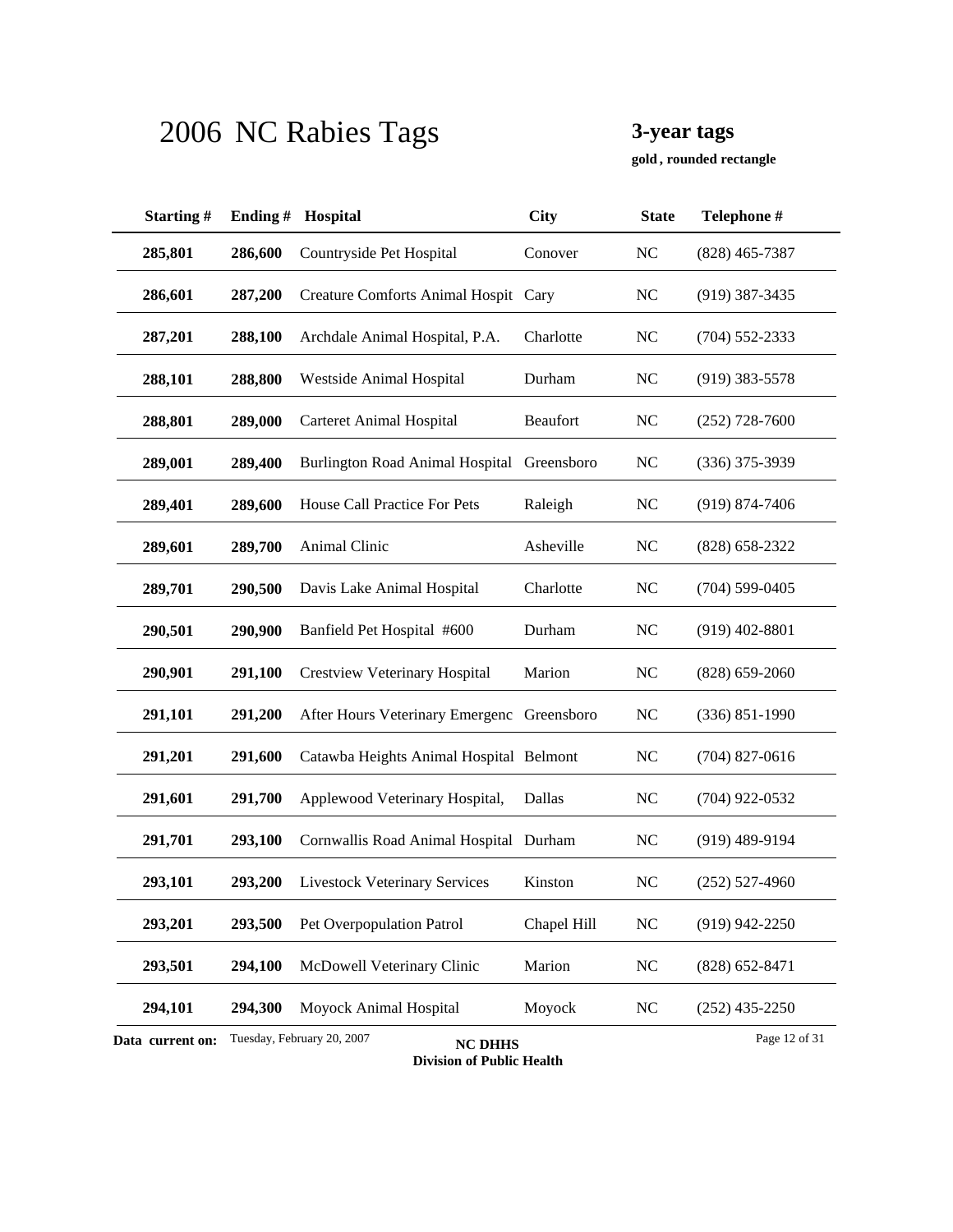# 2006 NC Rabies Tags

**3-year tags**

**gold , rounded rectangle**

| Starting # | Ending # | Hospital | City | State | Telephone # |
|---|---|---|---|---|---|
| **285,801** | **286,600** | Countryside Pet Hospital | Conover | NC | (828) 465-7387 |
| **286,601** | **287,200** | Creature Comforts Animal Hospit | Cary | NC | (919) 387-3435 |
| **287,201** | **288,100** | Archdale Animal Hospital, P.A. | Charlotte | NC | (704) 552-2333 |
| **288,101** | **288,800** | Westside Animal Hospital | Durham | NC | (919) 383-5578 |
| **288,801** | **289,000** | Carteret Animal Hospital | Beaufort | NC | (252) 728-7600 |
| **289,001** | **289,400** | Burlington Road Animal Hospital | Greensboro | NC | (336) 375-3939 |
| **289,401** | **289,600** | House Call Practice For Pets | Raleigh | NC | (919) 874-7406 |
| **289,601** | **289,700** | Animal Clinic | Asheville | NC | (828) 658-2322 |
| **289,701** | **290,500** | Davis Lake Animal Hospital | Charlotte | NC | (704) 599-0405 |
| **290,501** | **290,900** | Banfield Pet Hospital #600 | Durham | NC | (919) 402-8801 |
| **290,901** | **291,100** | Crestview Veterinary Hospital | Marion | NC | (828) 659-2060 |
| **291,101** | **291,200** | After Hours Veterinary Emergenc | Greensboro | NC | (336) 851-1990 |
| **291,201** | **291,600** | Catawba Heights Animal Hospital | Belmont | NC | (704) 827-0616 |
| **291,601** | **291,700** | Applewood Veterinary Hospital, | Dallas | NC | (704) 922-0532 |
| **291,701** | **293,100** | Cornwallis Road Animal Hospital | Durham | NC | (919) 489-9194 |
| **293,101** | **293,200** | Livestock Veterinary Services | Kinston | NC | (252) 527-4960 |
| **293,201** | **293,500** | Pet Overpopulation Patrol | Chapel Hill | NC | (919) 942-2250 |
| **293,501** | **294,100** | McDowell Veterinary Clinic | Marion | NC | (828) 652-8471 |
| **294,101** | **294,300** | Moyock Animal Hospital | Moyock | NC | (252) 435-2250 |

**Data current on:** Tuesday, February 20, 2007

**NC DHHS**
**Division of Public Health**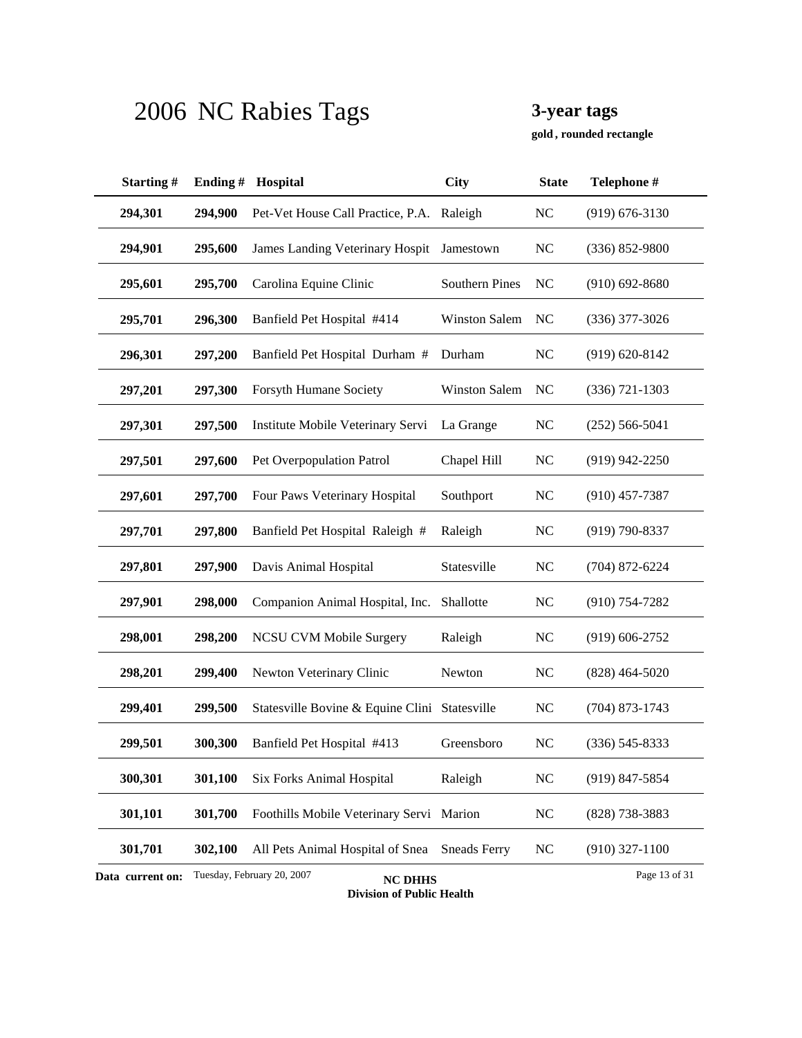# 2006 NC Rabies Tags

**3-year tags**

**gold , rounded rectangle**

| Starting # | Ending # | Hospital | City | State | Telephone # |
|---|---|---|---|---|---|
| **294,301** | **294,900** | Pet-Vet House Call Practice, P.A. | Raleigh | NC | (919) 676-3130 |
| **294,901** | **295,600** | James Landing Veterinary Hospit | Jamestown | NC | (336) 852-9800 |
| **295,601** | **295,700** | Carolina Equine Clinic | Southern Pines | NC | (910) 692-8680 |
| **295,701** | **296,300** | Banfield Pet Hospital #414 | Winston Salem | NC | (336) 377-3026 |
| **296,301** | **297,200** | Banfield Pet Hospital Durham # | Durham | NC | (919) 620-8142 |
| **297,201** | **297,300** | Forsyth Humane Society | Winston Salem | NC | (336) 721-1303 |
| **297,301** | **297,500** | Institute Mobile Veterinary Servi | La Grange | NC | (252) 566-5041 |
| **297,501** | **297,600** | Pet Overpopulation Patrol | Chapel Hill | NC | (919) 942-2250 |
| **297,601** | **297,700** | Four Paws Veterinary Hospital | Southport | NC | (910) 457-7387 |
| **297,701** | **297,800** | Banfield Pet Hospital Raleigh # | Raleigh | NC | (919) 790-8337 |
| **297,801** | **297,900** | Davis Animal Hospital | Statesville | NC | (704) 872-6224 |
| **297,901** | **298,000** | Companion Animal Hospital, Inc. | Shallotte | NC | (910) 754-7282 |
| **298,001** | **298,200** | NCSU CVM Mobile Surgery | Raleigh | NC | (919) 606-2752 |
| **298,201** | **299,400** | Newton Veterinary Clinic | Newton | NC | (828) 464-5020 |
| **299,401** | **299,500** | Statesville Bovine & Equine Clini | Statesville | NC | (704) 873-1743 |
| **299,501** | **300,300** | Banfield Pet Hospital #413 | Greensboro | NC | (336) 545-8333 |
| **300,301** | **301,100** | Six Forks Animal Hospital | Raleigh | NC | (919) 847-5854 |
| **301,101** | **301,700** | Foothills Mobile Veterinary Servi | Marion | NC | (828) 738-3883 |
| **301,701** | **302,100** | All Pets Animal Hospital of Snea | Sneads Ferry | NC | (910) 327-1100 |

**Data current on:** Tuesday, February 20, 2007

**NC DHHS**
**Division of Public Health**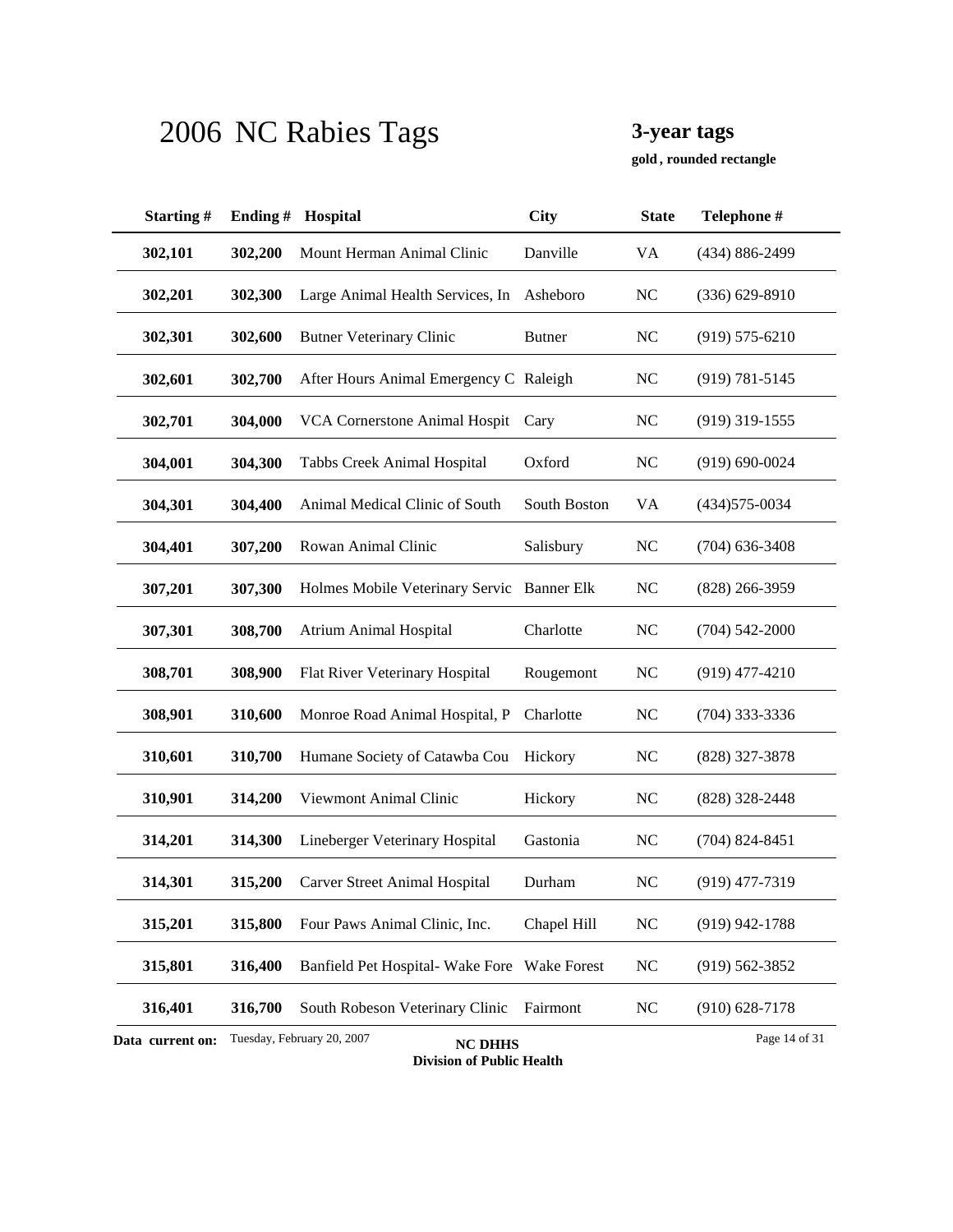# 2006 NC Rabies Tags

**3-year tags**

**gold , rounded rectangle**

| Starting # | Ending # | Hospital | City | State | Telephone # |
|---|---|---|---|---|---|
| **302,101** | **302,200** | Mount Herman Animal Clinic | Danville | VA | (434) 886-2499 |
| **302,201** | **302,300** | Large Animal Health Services, In | Asheboro | NC | (336) 629-8910 |
| **302,301** | **302,600** | Butner Veterinary Clinic | Butner | NC | (919) 575-6210 |
| **302,601** | **302,700** | After Hours Animal Emergency C | Raleigh | NC | (919) 781-5145 |
| **302,701** | **304,000** | VCA Cornerstone Animal Hospit | Cary | NC | (919) 319-1555 |
| **304,001** | **304,300** | Tabbs Creek Animal Hospital | Oxford | NC | (919) 690-0024 |
| **304,301** | **304,400** | Animal Medical Clinic of South | South Boston | VA | (434)575-0034 |
| **304,401** | **307,200** | Rowan Animal Clinic | Salisbury | NC | (704) 636-3408 |
| **307,201** | **307,300** | Holmes Mobile Veterinary Servic | Banner Elk | NC | (828) 266-3959 |
| **307,301** | **308,700** | Atrium Animal Hospital | Charlotte | NC | (704) 542-2000 |
| **308,701** | **308,900** | Flat River Veterinary Hospital | Rougemont | NC | (919) 477-4210 |
| **308,901** | **310,600** | Monroe Road Animal Hospital, P | Charlotte | NC | (704) 333-3336 |
| **310,601** | **310,700** | Humane Society of Catawba Cou | Hickory | NC | (828) 327-3878 |
| **310,901** | **314,200** | Viewmont Animal Clinic | Hickory | NC | (828) 328-2448 |
| **314,201** | **314,300** | Lineberger Veterinary Hospital | Gastonia | NC | (704) 824-8451 |
| **314,301** | **315,200** | Carver Street Animal Hospital | Durham | NC | (919) 477-7319 |
| **315,201** | **315,800** | Four Paws Animal Clinic, Inc. | Chapel Hill | NC | (919) 942-1788 |
| **315,801** | **316,400** | Banfield Pet Hospital- Wake Fore | Wake Forest | NC | (919) 562-3852 |
| **316,401** | **316,700** | South Robeson Veterinary Clinic | Fairmont | NC | (910) 628-7178 |

**Data current on:** Tuesday, February 20, 2007

**NC DHHS**
**Division of Public Health**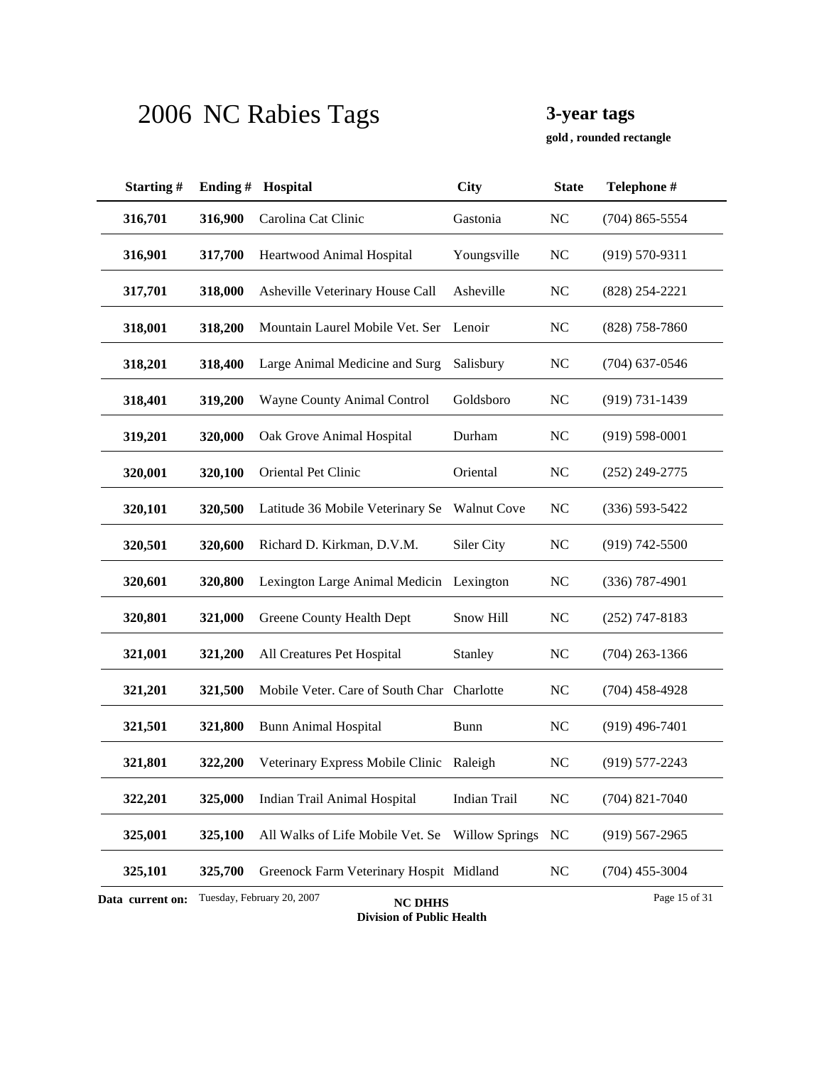# 2006 NC Rabies Tags

**3-year tags**

**gold , rounded rectangle**

| Starting # | Ending # | Hospital | City | State | Telephone # |
|---|---|---|---|---|---|
| 316,701 | 316,900 | Carolina Cat Clinic | Gastonia | NC | (704) 865-5554 |
| 316,901 | 317,700 | Heartwood Animal Hospital | Youngsville | NC | (919) 570-9311 |
| 317,701 | 318,000 | Asheville Veterinary House Call | Asheville | NC | (828) 254-2221 |
| 318,001 | 318,200 | Mountain Laurel Mobile Vet. Ser | Lenoir | NC | (828) 758-7860 |
| 318,201 | 318,400 | Large Animal Medicine and Surg | Salisbury | NC | (704) 637-0546 |
| 318,401 | 319,200 | Wayne County Animal Control | Goldsboro | NC | (919) 731-1439 |
| 319,201 | 320,000 | Oak Grove Animal Hospital | Durham | NC | (919) 598-0001 |
| 320,001 | 320,100 | Oriental Pet Clinic | Oriental | NC | (252) 249-2775 |
| 320,101 | 320,500 | Latitude 36 Mobile Veterinary Se | Walnut Cove | NC | (336) 593-5422 |
| 320,501 | 320,600 | Richard D. Kirkman, D.V.M. | Siler City | NC | (919) 742-5500 |
| 320,601 | 320,800 | Lexington Large Animal Medicin | Lexington | NC | (336) 787-4901 |
| 320,801 | 321,000 | Greene County Health Dept | Snow Hill | NC | (252) 747-8183 |
| 321,001 | 321,200 | All Creatures Pet Hospital | Stanley | NC | (704) 263-1366 |
| 321,201 | 321,500 | Mobile Veter. Care of South Char | Charlotte | NC | (704) 458-4928 |
| 321,501 | 321,800 | Bunn Animal Hospital | Bunn | NC | (919) 496-7401 |
| 321,801 | 322,200 | Veterinary Express Mobile Clinic | Raleigh | NC | (919) 577-2243 |
| 322,201 | 325,000 | Indian Trail Animal Hospital | Indian Trail | NC | (704) 821-7040 |
| 325,001 | 325,100 | All Walks of Life Mobile Vet. Se | Willow Springs | NC | (919) 567-2965 |
| 325,101 | 325,700 | Greenock Farm Veterinary Hospit | Midland | NC | (704) 455-3004 |

**Data current on:** Tuesday, February 20, 2007

**NC DHHS**
**Division of Public Health**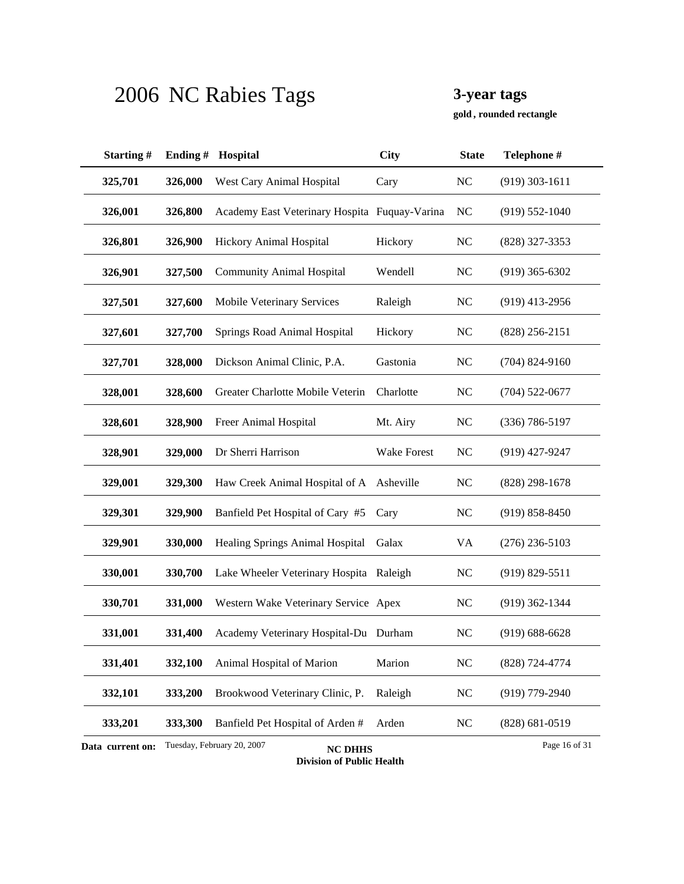# 2006 NC Rabies Tags

**3-year tags**

**gold , rounded rectangle**

| Starting # | Ending # | Hospital | City | State | Telephone # |
|---|---|---|---|---|---|
| 325,701 | 326,000 | West Cary Animal Hospital | Cary | NC | (919) 303-1611 |
| 326,001 | 326,800 | Academy East Veterinary Hospita | Fuquay-Varina | NC | (919) 552-1040 |
| 326,801 | 326,900 | Hickory Animal Hospital | Hickory | NC | (828) 327-3353 |
| 326,901 | 327,500 | Community Animal Hospital | Wendell | NC | (919) 365-6302 |
| 327,501 | 327,600 | Mobile Veterinary Services | Raleigh | NC | (919) 413-2956 |
| 327,601 | 327,700 | Springs Road Animal Hospital | Hickory | NC | (828) 256-2151 |
| 327,701 | 328,000 | Dickson Animal Clinic, P.A. | Gastonia | NC | (704) 824-9160 |
| 328,001 | 328,600 | Greater Charlotte Mobile Veterin | Charlotte | NC | (704) 522-0677 |
| 328,601 | 328,900 | Freer Animal Hospital | Mt. Airy | NC | (336) 786-5197 |
| 328,901 | 329,000 | Dr Sherri Harrison | Wake Forest | NC | (919) 427-9247 |
| 329,001 | 329,300 | Haw Creek Animal Hospital of A | Asheville | NC | (828) 298-1678 |
| 329,301 | 329,900 | Banfield Pet Hospital of Cary #5 | Cary | NC | (919) 858-8450 |
| 329,901 | 330,000 | Healing Springs Animal Hospital | Galax | VA | (276) 236-5103 |
| 330,001 | 330,700 | Lake Wheeler Veterinary Hospita | Raleigh | NC | (919) 829-5511 |
| 330,701 | 331,000 | Western Wake Veterinary Service | Apex | NC | (919) 362-1344 |
| 331,001 | 331,400 | Academy Veterinary Hospital-Du | Durham | NC | (919) 688-6628 |
| 331,401 | 332,100 | Animal Hospital of Marion | Marion | NC | (828) 724-4774 |
| 332,101 | 333,200 | Brookwood Veterinary Clinic, P. | Raleigh | NC | (919) 779-2940 |
| 333,201 | 333,300 | Banfield Pet Hospital of Arden # | Arden | NC | (828) 681-0519 |

**Data current on:** Tuesday, February 20, 2007

**NC DHHS**
**Division of Public Health**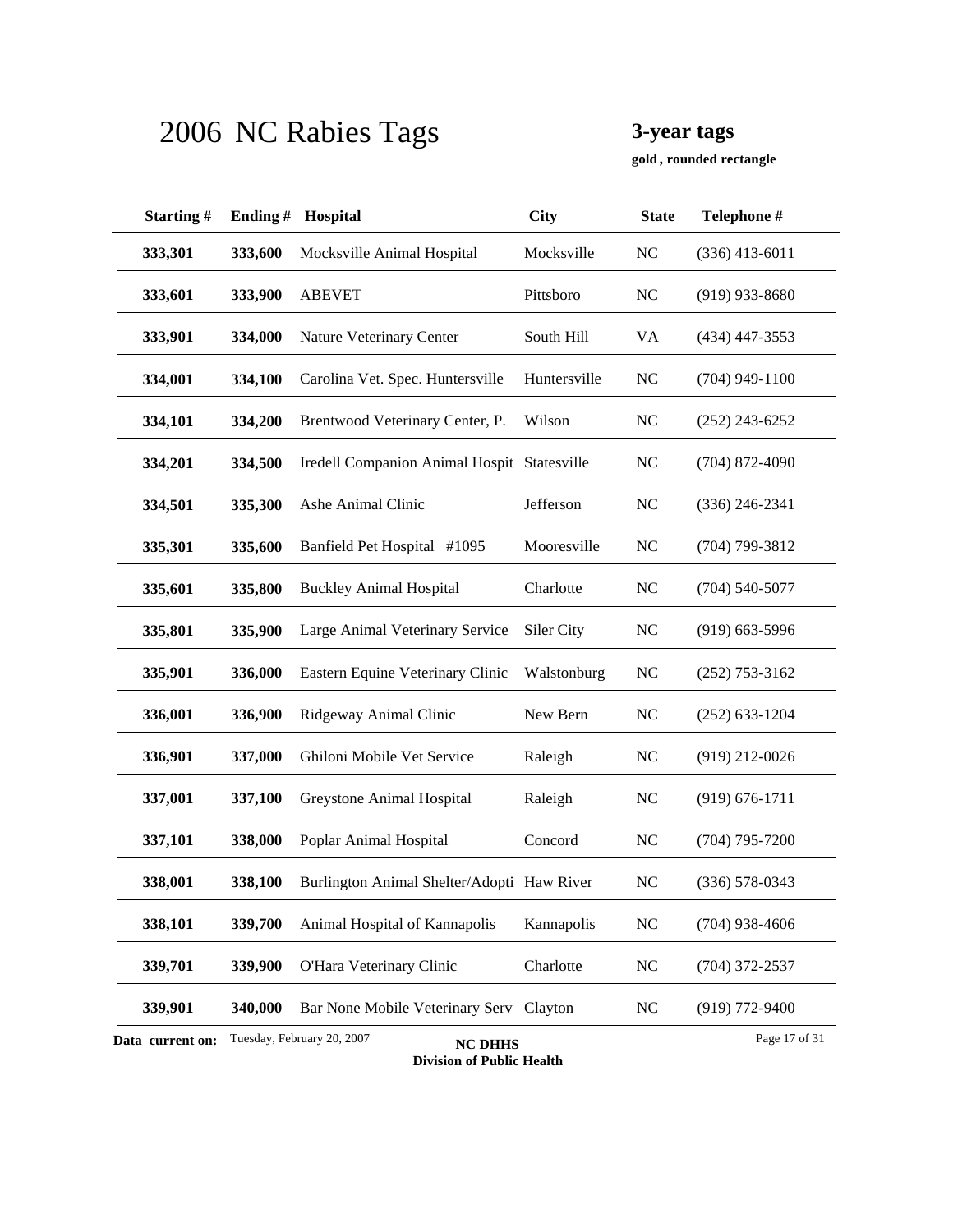# 2006 NC Rabies Tags

**3-year tags**

**gold , rounded rectangle**

| Starting # | Ending # | Hospital | City | State | Telephone # |
|---|---|---|---|---|---|
| **333,301** | **333,600** | Mocksville Animal Hospital | Mocksville | NC | (336) 413-6011 |
| **333,601** | **333,900** | ABEVET | Pittsboro | NC | (919) 933-8680 |
| **333,901** | **334,000** | Nature Veterinary Center | South Hill | VA | (434) 447-3553 |
| **334,001** | **334,100** | Carolina Vet. Spec. Huntersville | Huntersville | NC | (704) 949-1100 |
| **334,101** | **334,200** | Brentwood Veterinary Center, P. | Wilson | NC | (252) 243-6252 |
| **334,201** | **334,500** | Iredell Companion Animal Hospit | Statesville | NC | (704) 872-4090 |
| **334,501** | **335,300** | Ashe Animal Clinic | Jefferson | NC | (336) 246-2341 |
| **335,301** | **335,600** | Banfield Pet Hospital #1095 | Mooresville | NC | (704) 799-3812 |
| **335,601** | **335,800** | Buckley Animal Hospital | Charlotte | NC | (704) 540-5077 |
| **335,801** | **335,900** | Large Animal Veterinary Service | Siler City | NC | (919) 663-5996 |
| **335,901** | **336,000** | Eastern Equine Veterinary Clinic | Walstonburg | NC | (252) 753-3162 |
| **336,001** | **336,900** | Ridgeway Animal Clinic | New Bern | NC | (252) 633-1204 |
| **336,901** | **337,000** | Ghiloni Mobile Vet Service | Raleigh | NC | (919) 212-0026 |
| **337,001** | **337,100** | Greystone Animal Hospital | Raleigh | NC | (919) 676-1711 |
| **337,101** | **338,000** | Poplar Animal Hospital | Concord | NC | (704) 795-7200 |
| **338,001** | **338,100** | Burlington Animal Shelter/Adopti | Haw River | NC | (336) 578-0343 |
| **338,101** | **339,700** | Animal Hospital of Kannapolis | Kannapolis | NC | (704) 938-4606 |
| **339,701** | **339,900** | O'Hara Veterinary Clinic | Charlotte | NC | (704) 372-2537 |
| **339,901** | **340,000** | Bar None Mobile Veterinary Serv | Clayton | NC | (919) 772-9400 |

**Data current on:** Tuesday, February 20, 2007

**NC DHHS**
**Division of Public Health**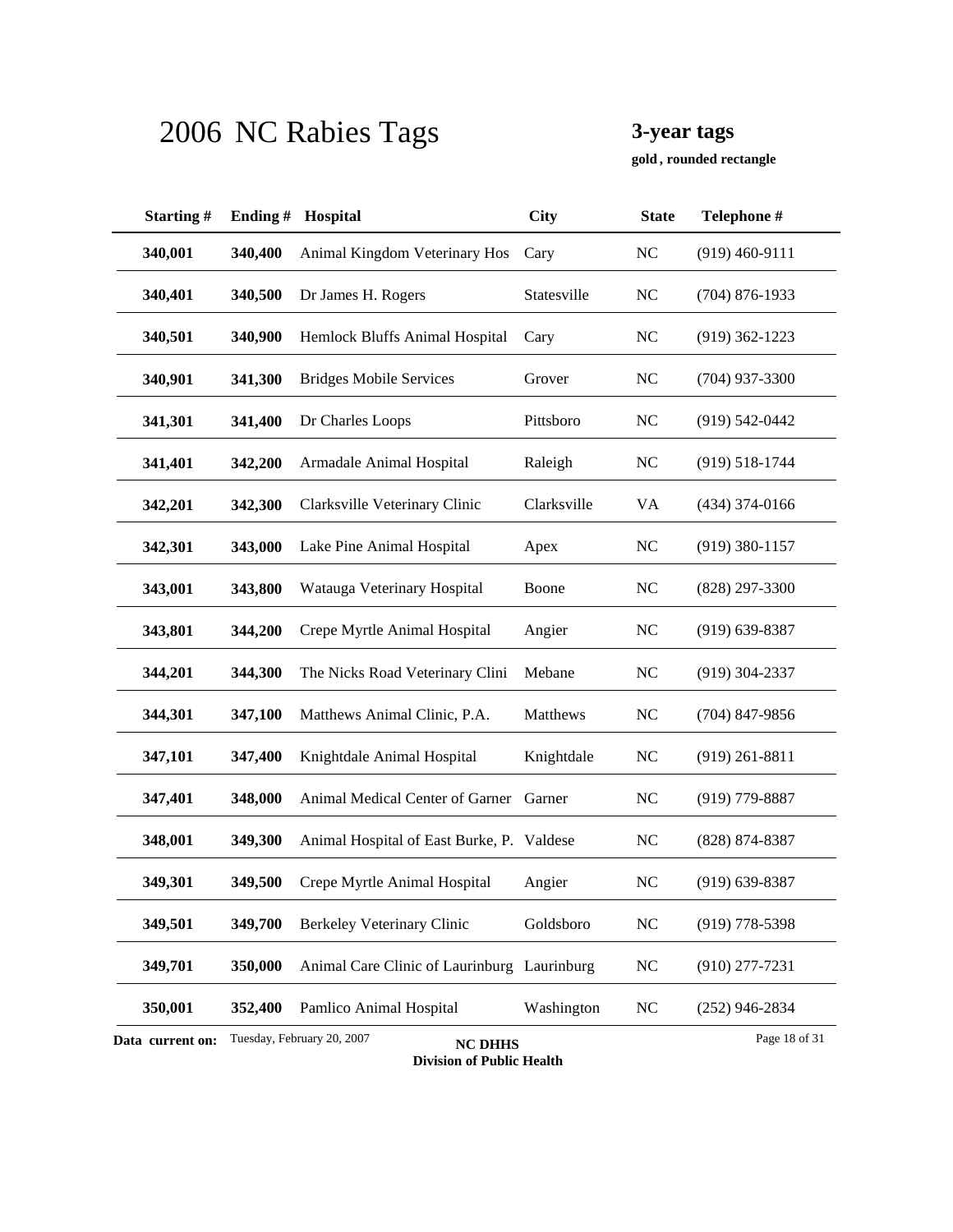# 2006 NC Rabies Tags

**3-year tags**

**gold , rounded rectangle**

| Starting # | Ending # | Hospital | City | State | Telephone # |
|---|---|---|---|---|---|
| **340,001** | **340,400** | Animal Kingdom Veterinary Hos | Cary | NC | (919) 460-9111 |
| **340,401** | **340,500** | Dr James H. Rogers | Statesville | NC | (704) 876-1933 |
| **340,501** | **340,900** | Hemlock Bluffs Animal Hospital | Cary | NC | (919) 362-1223 |
| **340,901** | **341,300** | Bridges Mobile Services | Grover | NC | (704) 937-3300 |
| **341,301** | **341,400** | Dr Charles Loops | Pittsboro | NC | (919) 542-0442 |
| **341,401** | **342,200** | Armadale Animal Hospital | Raleigh | NC | (919) 518-1744 |
| **342,201** | **342,300** | Clarksville Veterinary Clinic | Clarksville | VA | (434) 374-0166 |
| **342,301** | **343,000** | Lake Pine Animal Hospital | Apex | NC | (919) 380-1157 |
| **343,001** | **343,800** | Watauga Veterinary Hospital | Boone | NC | (828) 297-3300 |
| **343,801** | **344,200** | Crepe Myrtle Animal Hospital | Angier | NC | (919) 639-8387 |
| **344,201** | **344,300** | The Nicks Road Veterinary Clini | Mebane | NC | (919) 304-2337 |
| **344,301** | **347,100** | Matthews Animal Clinic, P.A. | Matthews | NC | (704) 847-9856 |
| **347,101** | **347,400** | Knightdale Animal Hospital | Knightdale | NC | (919) 261-8811 |
| **347,401** | **348,000** | Animal Medical Center of Garner | Garner | NC | (919) 779-8887 |
| **348,001** | **349,300** | Animal Hospital of East Burke, P. | Valdese | NC | (828) 874-8387 |
| **349,301** | **349,500** | Crepe Myrtle Animal Hospital | Angier | NC | (919) 639-8387 |
| **349,501** | **349,700** | Berkeley Veterinary Clinic | Goldsboro | NC | (919) 778-5398 |
| **349,701** | **350,000** | Animal Care Clinic of Laurinburg | Laurinburg | NC | (910) 277-7231 |
| **350,001** | **352,400** | Pamlico Animal Hospital | Washington | NC | (252) 946-2834 |

**Data current on:** Tuesday, February 20, 2007

**NC DHHS**
**Division of Public Health**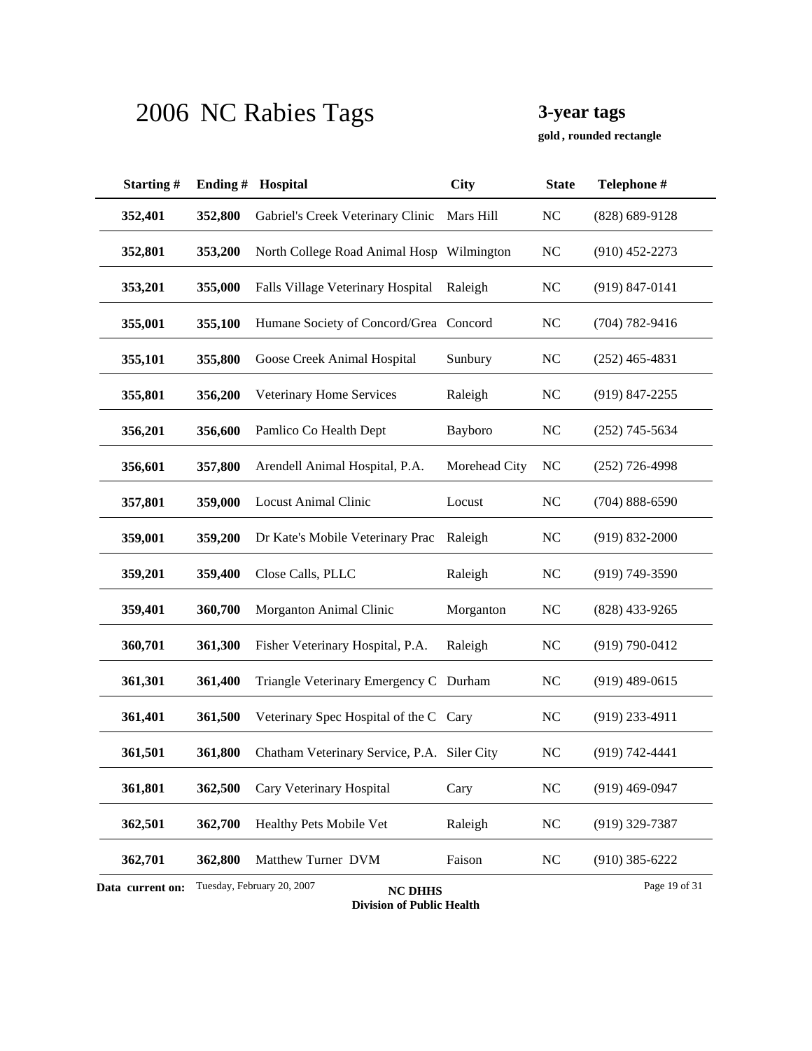# 2006 NC Rabies Tags

**3-year tags**

**gold , rounded rectangle**

| Starting # | Ending # | Hospital | City | State | Telephone # |
|---|---|---|---|---|---|
| **352,401** | **352,800** | Gabriel's Creek Veterinary Clinic | Mars Hill | NC | (828) 689-9128 |
| **352,801** | **353,200** | North College Road Animal Hosp | Wilmington | NC | (910) 452-2273 |
| **353,201** | **355,000** | Falls Village Veterinary Hospital | Raleigh | NC | (919) 847-0141 |
| **355,001** | **355,100** | Humane Society of Concord/Grea | Concord | NC | (704) 782-9416 |
| **355,101** | **355,800** | Goose Creek Animal Hospital | Sunbury | NC | (252) 465-4831 |
| **355,801** | **356,200** | Veterinary Home Services | Raleigh | NC | (919) 847-2255 |
| **356,201** | **356,600** | Pamlico Co Health Dept | Bayboro | NC | (252) 745-5634 |
| **356,601** | **357,800** | Arendell Animal Hospital, P.A. | Morehead City | NC | (252) 726-4998 |
| **357,801** | **359,000** | Locust Animal Clinic | Locust | NC | (704) 888-6590 |
| **359,001** | **359,200** | Dr Kate's Mobile Veterinary Prac | Raleigh | NC | (919) 832-2000 |
| **359,201** | **359,400** | Close Calls, PLLC | Raleigh | NC | (919) 749-3590 |
| **359,401** | **360,700** | Morganton Animal Clinic | Morganton | NC | (828) 433-9265 |
| **360,701** | **361,300** | Fisher Veterinary Hospital, P.A. | Raleigh | NC | (919) 790-0412 |
| **361,301** | **361,400** | Triangle Veterinary Emergency C | Durham | NC | (919) 489-0615 |
| **361,401** | **361,500** | Veterinary Spec Hospital of the C | Cary | NC | (919) 233-4911 |
| **361,501** | **361,800** | Chatham Veterinary Service, P.A. | Siler City | NC | (919) 742-4441 |
| **361,801** | **362,500** | Cary Veterinary Hospital | Cary | NC | (919) 469-0947 |
| **362,501** | **362,700** | Healthy Pets Mobile Vet | Raleigh | NC | (919) 329-7387 |
| **362,701** | **362,800** | Matthew Turner DVM | Faison | NC | (910) 385-6222 |

**Data current on:** Tuesday, February 20, 2007

**NC DHHS**
**Division of Public Health**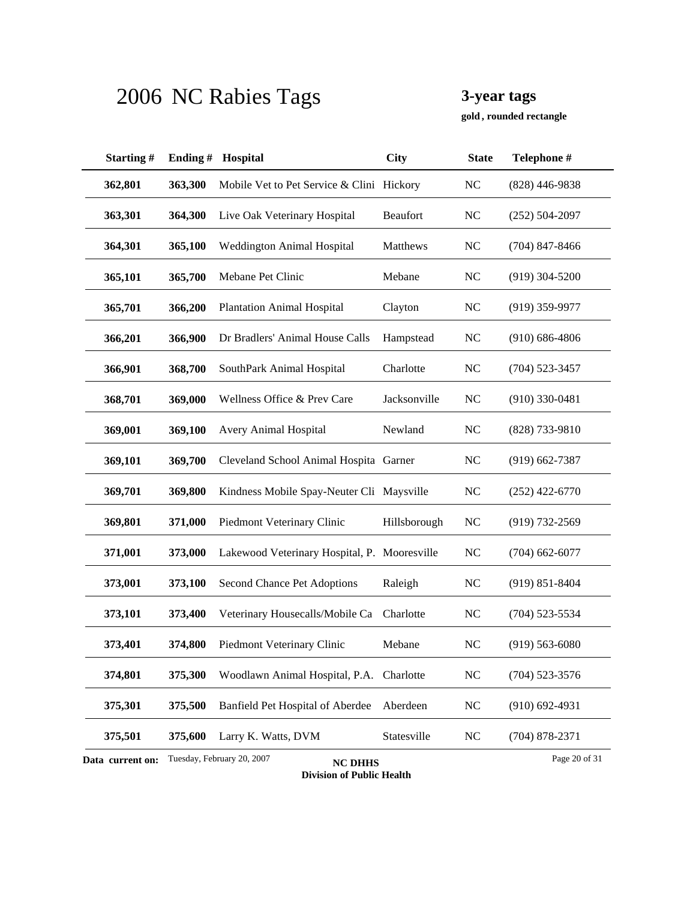# 2006 NC Rabies Tags

**3-year tags**

**gold , rounded rectangle**

| Starting # | Ending # | Hospital | City | State | Telephone # |
|---|---|---|---|---|---|
| **362,801** | **363,300** | Mobile Vet to Pet Service & Clini | Hickory | NC | (828) 446-9838 |
| **363,301** | **364,300** | Live Oak Veterinary Hospital | Beaufort | NC | (252) 504-2097 |
| **364,301** | **365,100** | Weddington Animal Hospital | Matthews | NC | (704) 847-8466 |
| **365,101** | **365,700** | Mebane Pet Clinic | Mebane | NC | (919) 304-5200 |
| **365,701** | **366,200** | Plantation Animal Hospital | Clayton | NC | (919) 359-9977 |
| **366,201** | **366,900** | Dr Bradlers' Animal House Calls | Hampstead | NC | (910) 686-4806 |
| **366,901** | **368,700** | SouthPark Animal Hospital | Charlotte | NC | (704) 523-3457 |
| **368,701** | **369,000** | Wellness Office & Prev Care | Jacksonville | NC | (910) 330-0481 |
| **369,001** | **369,100** | Avery Animal Hospital | Newland | NC | (828) 733-9810 |
| **369,101** | **369,700** | Cleveland School Animal Hospita | Garner | NC | (919) 662-7387 |
| **369,701** | **369,800** | Kindness Mobile Spay-Neuter Cli | Maysville | NC | (252) 422-6770 |
| **369,801** | **371,000** | Piedmont Veterinary Clinic | Hillsborough | NC | (919) 732-2569 |
| **371,001** | **373,000** | Lakewood Veterinary Hospital, P. | Mooresville | NC | (704) 662-6077 |
| **373,001** | **373,100** | Second Chance Pet Adoptions | Raleigh | NC | (919) 851-8404 |
| **373,101** | **373,400** | Veterinary Housecalls/Mobile Ca | Charlotte | NC | (704) 523-5534 |
| **373,401** | **374,800** | Piedmont Veterinary Clinic | Mebane | NC | (919) 563-6080 |
| **374,801** | **375,300** | Woodlawn Animal Hospital, P.A. | Charlotte | NC | (704) 523-3576 |
| **375,301** | **375,500** | Banfield Pet Hospital of Aberdee | Aberdeen | NC | (910) 692-4931 |
| **375,501** | **375,600** | Larry K. Watts, DVM | Statesville | NC | (704) 878-2371 |

**Data current on:** Tuesday, February 20, 2007

**NC DHHS**
**Division of Public Health**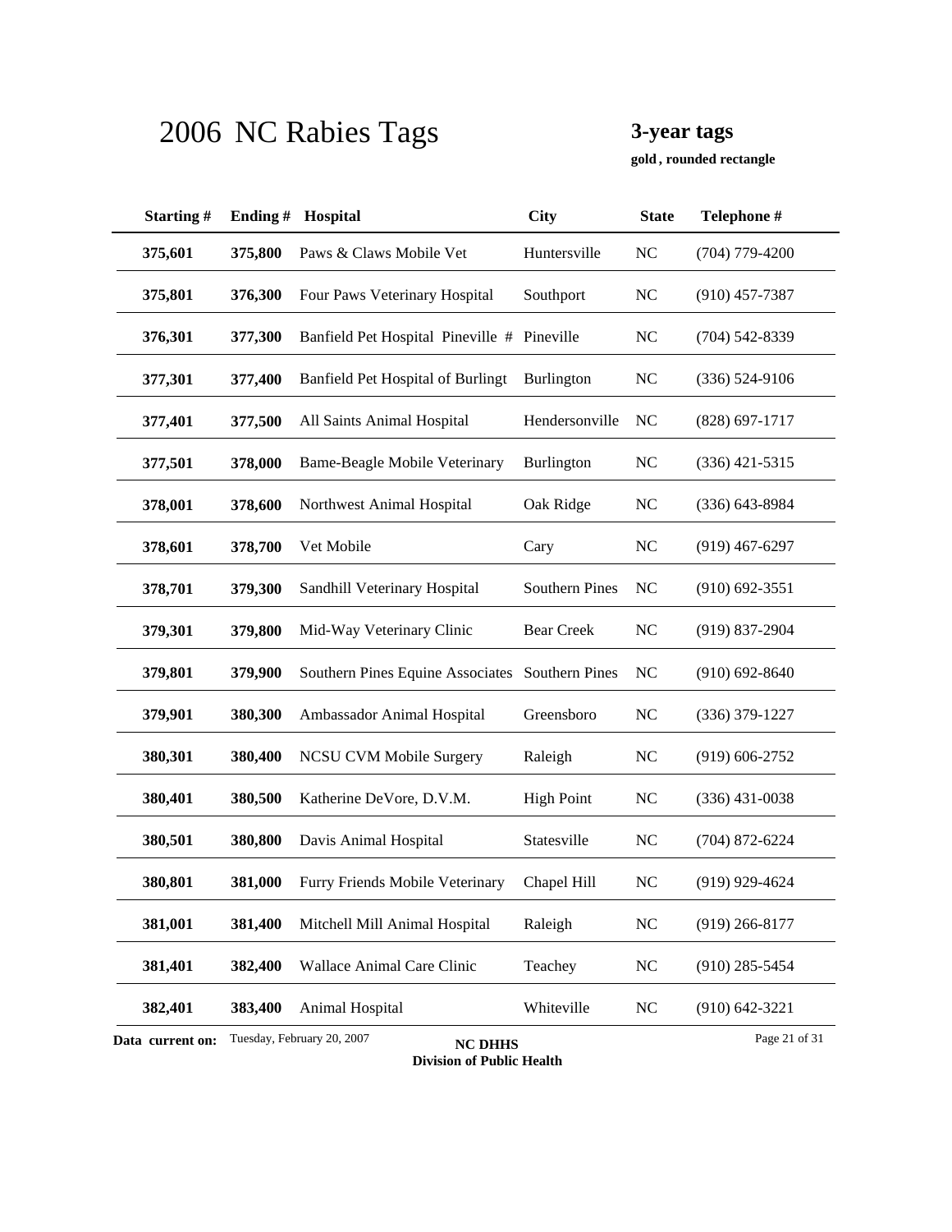# 2006 NC Rabies Tags

**3-year tags**

**gold , rounded rectangle**

| Starting # | Ending # | Hospital | City | State | Telephone # |
|---|---|---|---|---|---|
| **375,601** | **375,800** | Paws & Claws Mobile Vet | Huntersville | NC | (704) 779-4200 |
| **375,801** | **376,300** | Four Paws Veterinary Hospital | Southport | NC | (910) 457-7387 |
| **376,301** | **377,300** | Banfield Pet Hospital Pineville # | Pineville | NC | (704) 542-8339 |
| **377,301** | **377,400** | Banfield Pet Hospital of Burlingt | Burlington | NC | (336) 524-9106 |
| **377,401** | **377,500** | All Saints Animal Hospital | Hendersonville | NC | (828) 697-1717 |
| **377,501** | **378,000** | Bame-Beagle Mobile Veterinary | Burlington | NC | (336) 421-5315 |
| **378,001** | **378,600** | Northwest Animal Hospital | Oak Ridge | NC | (336) 643-8984 |
| **378,601** | **378,700** | Vet Mobile | Cary | NC | (919) 467-6297 |
| **378,701** | **379,300** | Sandhill Veterinary Hospital | Southern Pines | NC | (910) 692-3551 |
| **379,301** | **379,800** | Mid-Way Veterinary Clinic | Bear Creek | NC | (919) 837-2904 |
| **379,801** | **379,900** | Southern Pines Equine Associates | Southern Pines | NC | (910) 692-8640 |
| **379,901** | **380,300** | Ambassador Animal Hospital | Greensboro | NC | (336) 379-1227 |
| **380,301** | **380,400** | NCSU CVM Mobile Surgery | Raleigh | NC | (919) 606-2752 |
| **380,401** | **380,500** | Katherine DeVore, D.V.M. | High Point | NC | (336) 431-0038 |
| **380,501** | **380,800** | Davis Animal Hospital | Statesville | NC | (704) 872-6224 |
| **380,801** | **381,000** | Furry Friends Mobile Veterinary | Chapel Hill | NC | (919) 929-4624 |
| **381,001** | **381,400** | Mitchell Mill Animal Hospital | Raleigh | NC | (919) 266-8177 |
| **381,401** | **382,400** | Wallace Animal Care Clinic | Teachey | NC | (910) 285-5454 |
| **382,401** | **383,400** | Animal Hospital | Whiteville | NC | (910) 642-3221 |

**Data current on:** Tuesday, February 20, 2007

**NC DHHS**
**Division of Public Health**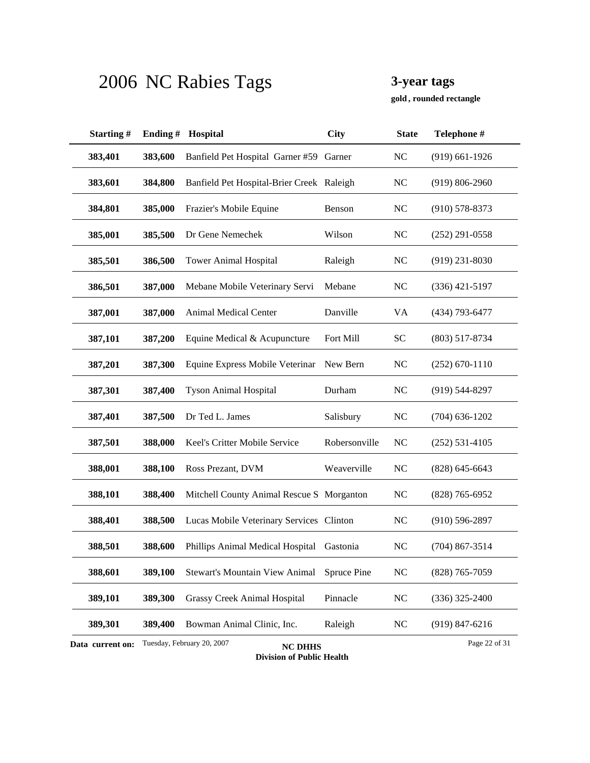# 2006 NC Rabies Tags

**3-year tags**

**gold , rounded rectangle**

| Starting # | Ending # | Hospital | City | State | Telephone # |
|---|---|---|---|---|---|
| 383,401 | 383,600 | Banfield Pet Hospital Garner #59 | Garner | NC | (919) 661-1926 |
| 383,601 | 384,800 | Banfield Pet Hospital-Brier Creek | Raleigh | NC | (919) 806-2960 |
| 384,801 | 385,000 | Frazier's Mobile Equine | Benson | NC | (910) 578-8373 |
| 385,001 | 385,500 | Dr Gene Nemechek | Wilson | NC | (252) 291-0558 |
| 385,501 | 386,500 | Tower Animal Hospital | Raleigh | NC | (919) 231-8030 |
| 386,501 | 387,000 | Mebane Mobile Veterinary Servi | Mebane | NC | (336) 421-5197 |
| 387,001 | 387,000 | Animal Medical Center | Danville | VA | (434) 793-6477 |
| 387,101 | 387,200 | Equine Medical & Acupuncture | Fort Mill | SC | (803) 517-8734 |
| 387,201 | 387,300 | Equine Express Mobile Veterinar | New Bern | NC | (252) 670-1110 |
| 387,301 | 387,400 | Tyson Animal Hospital | Durham | NC | (919) 544-8297 |
| 387,401 | 387,500 | Dr Ted L. James | Salisbury | NC | (704) 636-1202 |
| 387,501 | 388,000 | Keel's Critter Mobile Service | Robersonville | NC | (252) 531-4105 |
| 388,001 | 388,100 | Ross Prezant, DVM | Weaverville | NC | (828) 645-6643 |
| 388,101 | 388,400 | Mitchell County Animal Rescue S | Morganton | NC | (828) 765-6952 |
| 388,401 | 388,500 | Lucas Mobile Veterinary Services | Clinton | NC | (910) 596-2897 |
| 388,501 | 388,600 | Phillips Animal Medical Hospital | Gastonia | NC | (704) 867-3514 |
| 388,601 | 389,100 | Stewart's Mountain View Animal | Spruce Pine | NC | (828) 765-7059 |
| 389,101 | 389,300 | Grassy Creek Animal Hospital | Pinnacle | NC | (336) 325-2400 |
| 389,301 | 389,400 | Bowman Animal Clinic, Inc. | Raleigh | NC | (919) 847-6216 |

**Data current on:** Tuesday, February 20, 2007

**NC DHHS**
**Division of Public Health**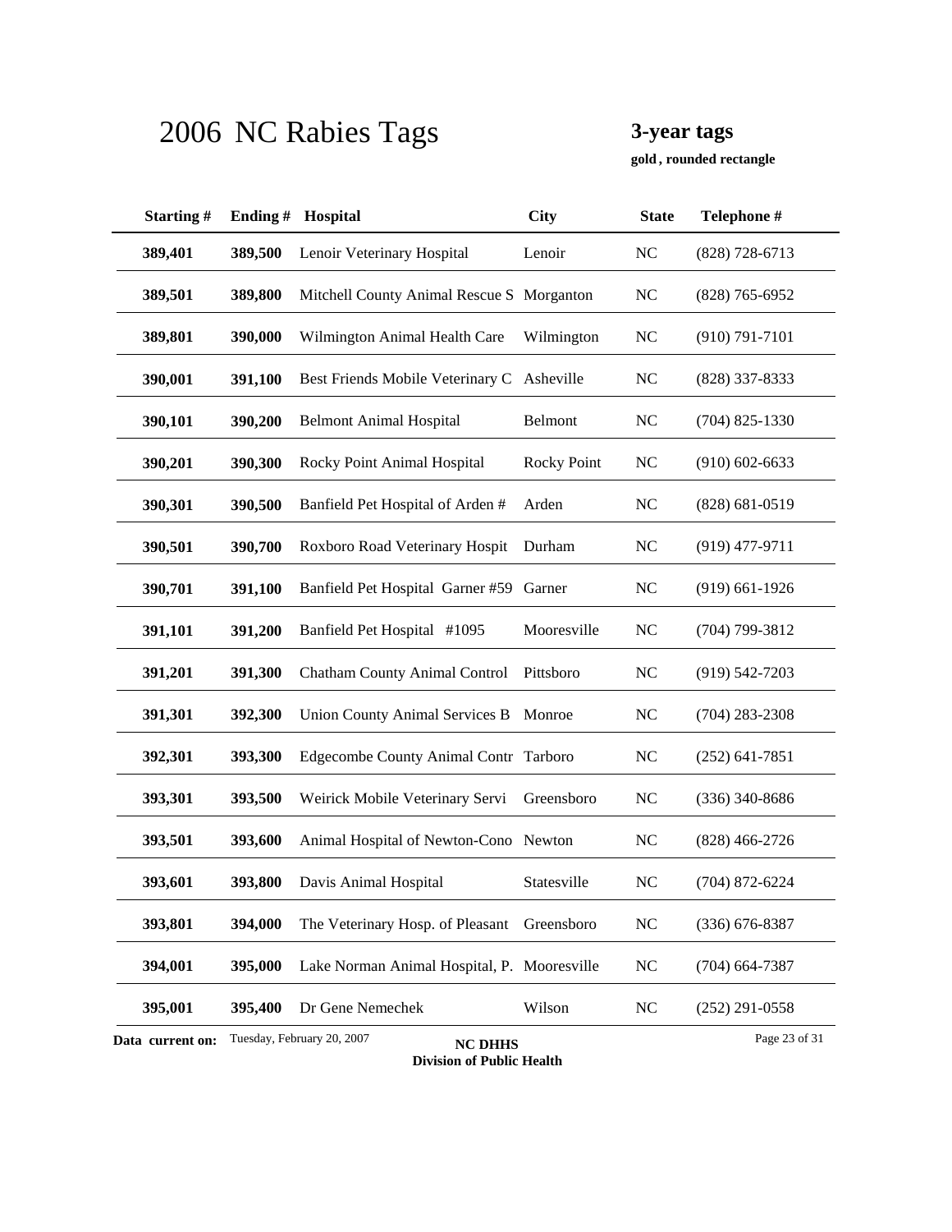# 2006 NC Rabies Tags

**3-year tags**

**gold , rounded rectangle**

| Starting # | Ending # | Hospital | City | State | Telephone # |
|---|---|---|---|---|---|
| **389,401** | **389,500** | Lenoir Veterinary Hospital | Lenoir | NC | (828) 728-6713 |
| **389,501** | **389,800** | Mitchell County Animal Rescue S | Morganton | NC | (828) 765-6952 |
| **389,801** | **390,000** | Wilmington Animal Health Care | Wilmington | NC | (910) 791-7101 |
| **390,001** | **391,100** | Best Friends Mobile Veterinary C | Asheville | NC | (828) 337-8333 |
| **390,101** | **390,200** | Belmont Animal Hospital | Belmont | NC | (704) 825-1330 |
| **390,201** | **390,300** | Rocky Point Animal Hospital | Rocky Point | NC | (910) 602-6633 |
| **390,301** | **390,500** | Banfield Pet Hospital of Arden # | Arden | NC | (828) 681-0519 |
| **390,501** | **390,700** | Roxboro Road Veterinary Hospit | Durham | NC | (919) 477-9711 |
| **390,701** | **391,100** | Banfield Pet Hospital Garner #59 | Garner | NC | (919) 661-1926 |
| **391,101** | **391,200** | Banfield Pet Hospital #1095 | Mooresville | NC | (704) 799-3812 |
| **391,201** | **391,300** | Chatham County Animal Control | Pittsboro | NC | (919) 542-7203 |
| **391,301** | **392,300** | Union County Animal Services B | Monroe | NC | (704) 283-2308 |
| **392,301** | **393,300** | Edgecombe County Animal Contr | Tarboro | NC | (252) 641-7851 |
| **393,301** | **393,500** | Weirick Mobile Veterinary Servi | Greensboro | NC | (336) 340-8686 |
| **393,501** | **393,600** | Animal Hospital of Newton-Cono | Newton | NC | (828) 466-2726 |
| **393,601** | **393,800** | Davis Animal Hospital | Statesville | NC | (704) 872-6224 |
| **393,801** | **394,000** | The Veterinary Hosp. of Pleasant | Greensboro | NC | (336) 676-8387 |
| **394,001** | **395,000** | Lake Norman Animal Hospital, P. | Mooresville | NC | (704) 664-7387 |
| **395,001** | **395,400** | Dr Gene Nemechek | Wilson | NC | (252) 291-0558 |

**Data current on:** Tuesday, February 20, 2007

**NC DHHS**
**Division of Public Health**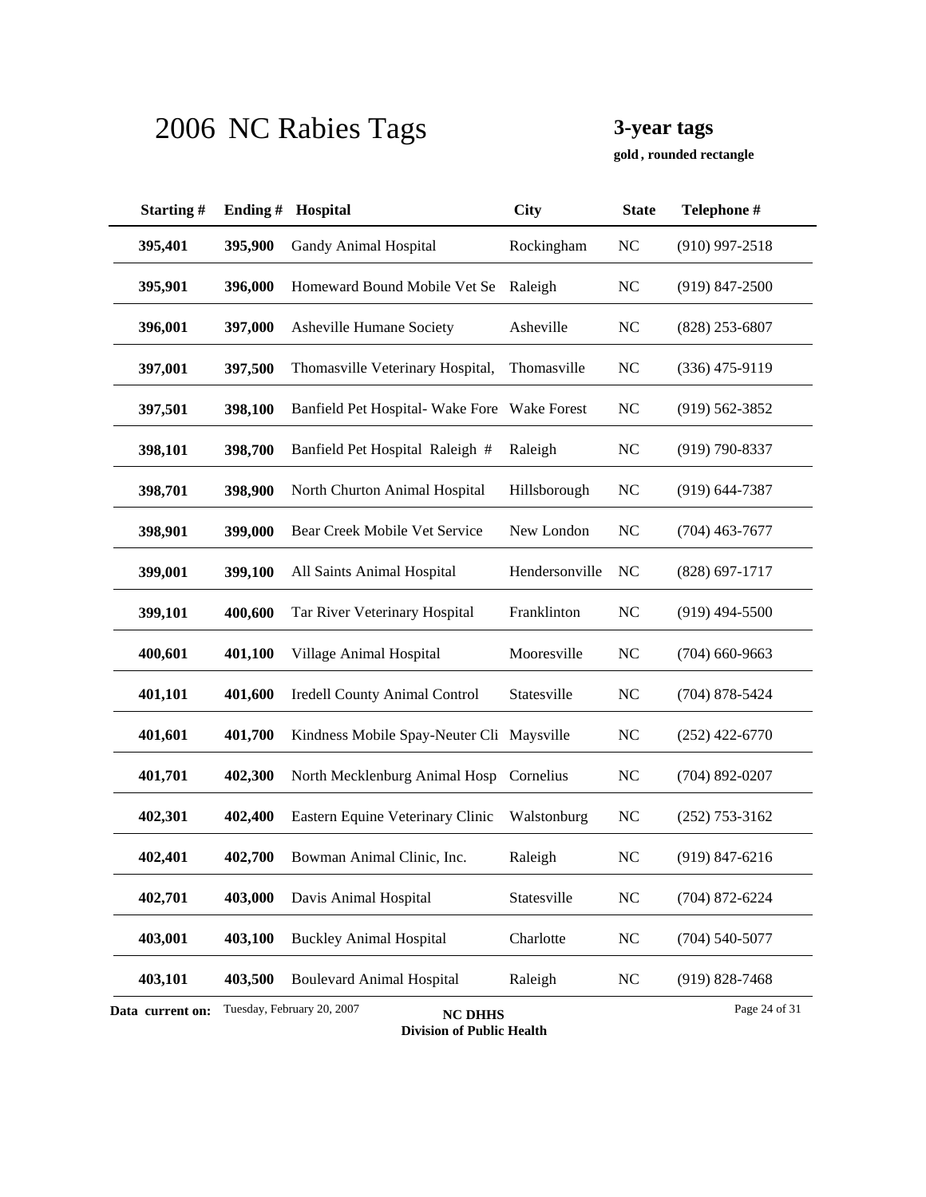# 2006 NC Rabies Tags

**3-year tags**

**gold , rounded rectangle**

| Starting # | Ending # | Hospital | City | State | Telephone # |
|---|---|---|---|---|---|
| 395,401 | 395,900 | Gandy Animal Hospital | Rockingham | NC | (910) 997-2518 |
| 395,901 | 396,000 | Homeward Bound Mobile Vet Se | Raleigh | NC | (919) 847-2500 |
| 396,001 | 397,000 | Asheville Humane Society | Asheville | NC | (828) 253-6807 |
| 397,001 | 397,500 | Thomasville Veterinary Hospital, | Thomasville | NC | (336) 475-9119 |
| 397,501 | 398,100 | Banfield Pet Hospital- Wake Fore | Wake Forest | NC | (919) 562-3852 |
| 398,101 | 398,700 | Banfield Pet Hospital Raleigh # | Raleigh | NC | (919) 790-8337 |
| 398,701 | 398,900 | North Churton Animal Hospital | Hillsborough | NC | (919) 644-7387 |
| 398,901 | 399,000 | Bear Creek Mobile Vet Service | New London | NC | (704) 463-7677 |
| 399,001 | 399,100 | All Saints Animal Hospital | Hendersonville | NC | (828) 697-1717 |
| 399,101 | 400,600 | Tar River Veterinary Hospital | Franklinton | NC | (919) 494-5500 |
| 400,601 | 401,100 | Village Animal Hospital | Mooresville | NC | (704) 660-9663 |
| 401,101 | 401,600 | Iredell County Animal Control | Statesville | NC | (704) 878-5424 |
| 401,601 | 401,700 | Kindness Mobile Spay-Neuter Cli | Maysville | NC | (252) 422-6770 |
| 401,701 | 402,300 | North Mecklenburg Animal Hosp | Cornelius | NC | (704) 892-0207 |
| 402,301 | 402,400 | Eastern Equine Veterinary Clinic | Walstonburg | NC | (252) 753-3162 |
| 402,401 | 402,700 | Bowman Animal Clinic, Inc. | Raleigh | NC | (919) 847-6216 |
| 402,701 | 403,000 | Davis Animal Hospital | Statesville | NC | (704) 872-6224 |
| 403,001 | 403,100 | Buckley Animal Hospital | Charlotte | NC | (704) 540-5077 |
| 403,101 | 403,500 | Boulevard Animal Hospital | Raleigh | NC | (919) 828-7468 |

**Data current on:** Tuesday, February 20, 2007

**NC DHHS**
**Division of Public Health**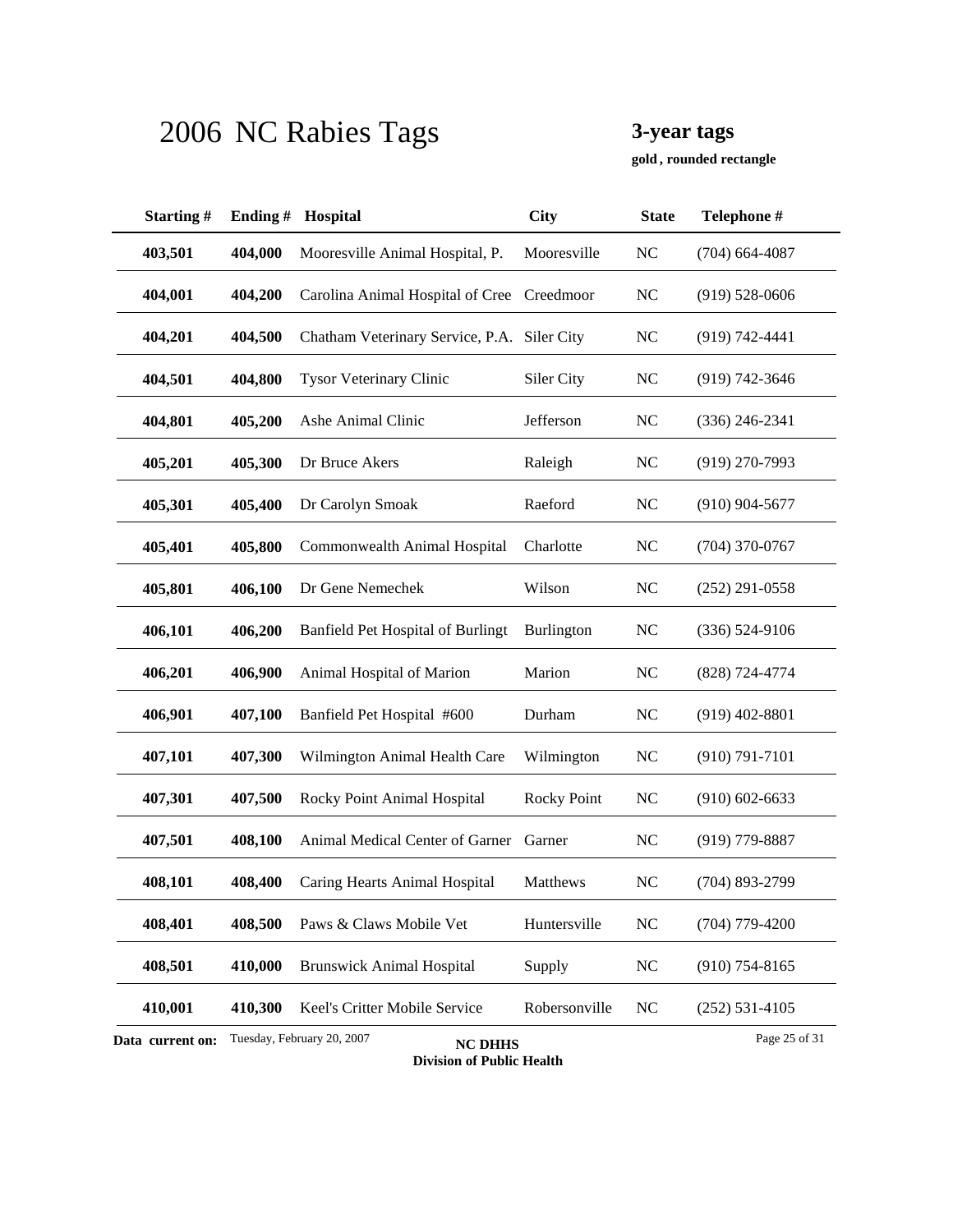# 2006 NC Rabies Tags

**3-year tags**

**gold , rounded rectangle**

| Starting # | Ending # | Hospital | City | State | Telephone # |
|---|---|---|---|---|---|
| **403,501** | **404,000** | Mooresville Animal Hospital, P. | Mooresville | NC | (704) 664-4087 |
| **404,001** | **404,200** | Carolina Animal Hospital of Cree | Creedmoor | NC | (919) 528-0606 |
| **404,201** | **404,500** | Chatham Veterinary Service, P.A. | Siler City | NC | (919) 742-4441 |
| **404,501** | **404,800** | Tysor Veterinary Clinic | Siler City | NC | (919) 742-3646 |
| **404,801** | **405,200** | Ashe Animal Clinic | Jefferson | NC | (336) 246-2341 |
| **405,201** | **405,300** | Dr Bruce Akers | Raleigh | NC | (919) 270-7993 |
| **405,301** | **405,400** | Dr Carolyn Smoak | Raeford | NC | (910) 904-5677 |
| **405,401** | **405,800** | Commonwealth Animal Hospital | Charlotte | NC | (704) 370-0767 |
| **405,801** | **406,100** | Dr Gene Nemechek | Wilson | NC | (252) 291-0558 |
| **406,101** | **406,200** | Banfield Pet Hospital of Burlingt | Burlington | NC | (336) 524-9106 |
| **406,201** | **406,900** | Animal Hospital of Marion | Marion | NC | (828) 724-4774 |
| **406,901** | **407,100** | Banfield Pet Hospital #600 | Durham | NC | (919) 402-8801 |
| **407,101** | **407,300** | Wilmington Animal Health Care | Wilmington | NC | (910) 791-7101 |
| **407,301** | **407,500** | Rocky Point Animal Hospital | Rocky Point | NC | (910) 602-6633 |
| **407,501** | **408,100** | Animal Medical Center of Garner | Garner | NC | (919) 779-8887 |
| **408,101** | **408,400** | Caring Hearts Animal Hospital | Matthews | NC | (704) 893-2799 |
| **408,401** | **408,500** | Paws & Claws Mobile Vet | Huntersville | NC | (704) 779-4200 |
| **408,501** | **410,000** | Brunswick Animal Hospital | Supply | NC | (910) 754-8165 |
| **410,001** | **410,300** | Keel's Critter Mobile Service | Robersonville | NC | (252) 531-4105 |

**Data current on:** Tuesday, February 20, 2007

**NC DHHS**
**Division of Public Health**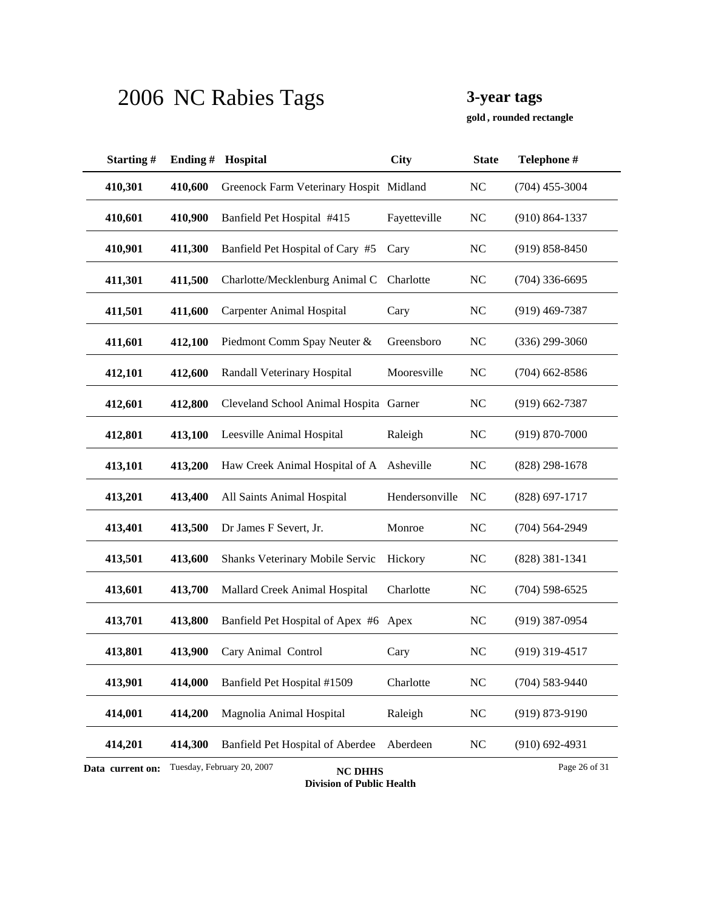# 2006 NC Rabies Tags

**3-year tags**

**gold , rounded rectangle**

| Starting # | Ending # | Hospital | City | State | Telephone # |
|---|---|---|---|---|---|
| **410,301** | **410,600** | Greenock Farm Veterinary Hospit | Midland | NC | (704) 455-3004 |
| **410,601** | **410,900** | Banfield Pet Hospital #415 | Fayetteville | NC | (910) 864-1337 |
| **410,901** | **411,300** | Banfield Pet Hospital of Cary #5 | Cary | NC | (919) 858-8450 |
| **411,301** | **411,500** | Charlotte/Mecklenburg Animal C | Charlotte | NC | (704) 336-6695 |
| **411,501** | **411,600** | Carpenter Animal Hospital | Cary | NC | (919) 469-7387 |
| **411,601** | **412,100** | Piedmont Comm Spay Neuter & | Greensboro | NC | (336) 299-3060 |
| **412,101** | **412,600** | Randall Veterinary Hospital | Mooresville | NC | (704) 662-8586 |
| **412,601** | **412,800** | Cleveland School Animal Hospita | Garner | NC | (919) 662-7387 |
| **412,801** | **413,100** | Leesville Animal Hospital | Raleigh | NC | (919) 870-7000 |
| **413,101** | **413,200** | Haw Creek Animal Hospital of A | Asheville | NC | (828) 298-1678 |
| **413,201** | **413,400** | All Saints Animal Hospital | Hendersonville | NC | (828) 697-1717 |
| **413,401** | **413,500** | Dr James F Severt, Jr. | Monroe | NC | (704) 564-2949 |
| **413,501** | **413,600** | Shanks Veterinary Mobile Servic | Hickory | NC | (828) 381-1341 |
| **413,601** | **413,700** | Mallard Creek Animal Hospital | Charlotte | NC | (704) 598-6525 |
| **413,701** | **413,800** | Banfield Pet Hospital of Apex #6 | Apex | NC | (919) 387-0954 |
| **413,801** | **413,900** | Cary Animal Control | Cary | NC | (919) 319-4517 |
| **413,901** | **414,000** | Banfield Pet Hospital #1509 | Charlotte | NC | (704) 583-9440 |
| **414,001** | **414,200** | Magnolia Animal Hospital | Raleigh | NC | (919) 873-9190 |
| **414,201** | **414,300** | Banfield Pet Hospital of Aberdee | Aberdeen | NC | (910) 692-4931 |

**Data current on:** Tuesday, February 20, 2007

**NC DHHS**
**Division of Public Health**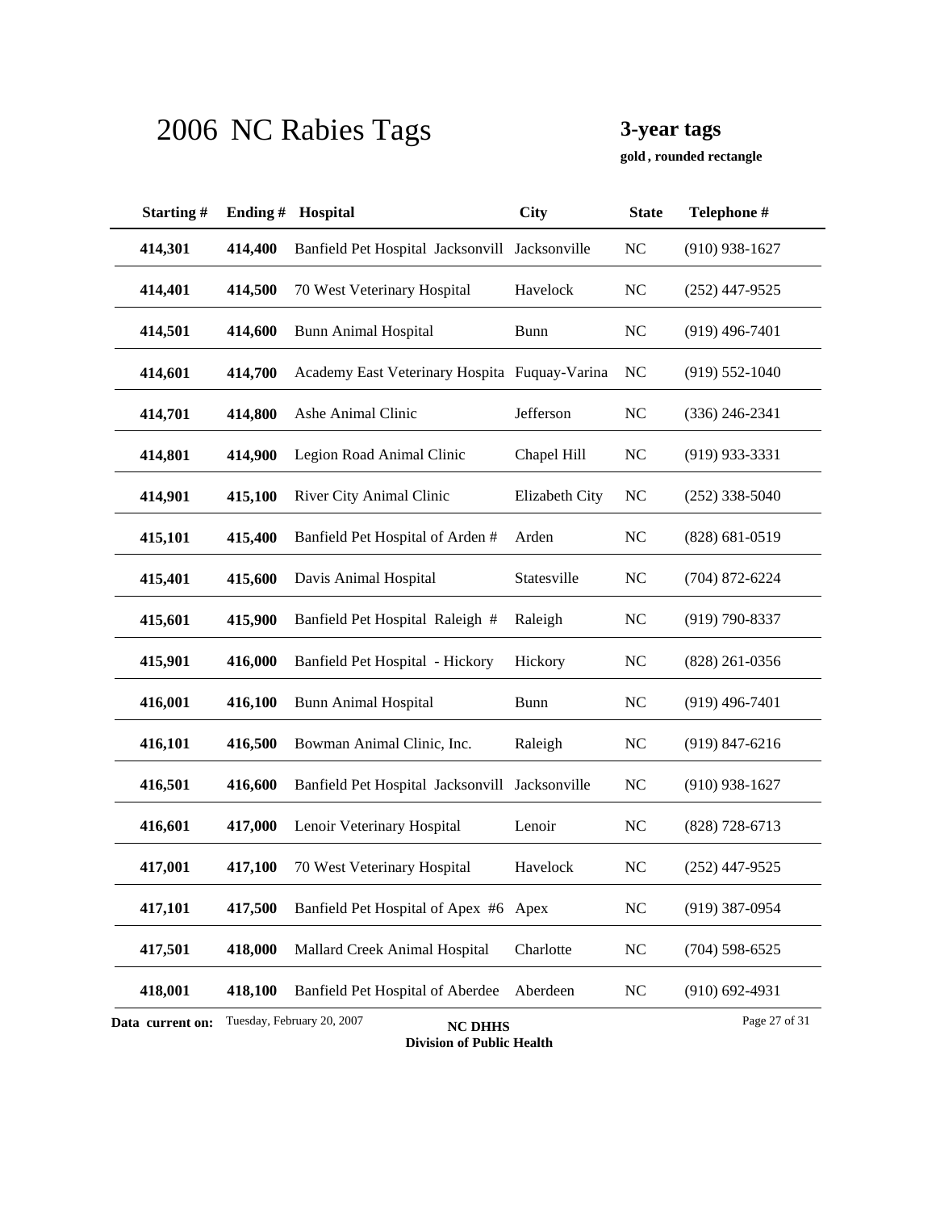# 2006 NC Rabies Tags

**3-year tags**

**gold , rounded rectangle**

| Starting # | Ending # | Hospital | City | State | Telephone # |
|---|---|---|---|---|---|
| **414,301** | **414,400** | Banfield Pet Hospital Jacksonvill | Jacksonville | NC | (910) 938-1627 |
| **414,401** | **414,500** | 70 West Veterinary Hospital | Havelock | NC | (252) 447-9525 |
| **414,501** | **414,600** | Bunn Animal Hospital | Bunn | NC | (919) 496-7401 |
| **414,601** | **414,700** | Academy East Veterinary Hospita | Fuquay-Varina | NC | (919) 552-1040 |
| **414,701** | **414,800** | Ashe Animal Clinic | Jefferson | NC | (336) 246-2341 |
| **414,801** | **414,900** | Legion Road Animal Clinic | Chapel Hill | NC | (919) 933-3331 |
| **414,901** | **415,100** | River City Animal Clinic | Elizabeth City | NC | (252) 338-5040 |
| **415,101** | **415,400** | Banfield Pet Hospital of Arden # | Arden | NC | (828) 681-0519 |
| **415,401** | **415,600** | Davis Animal Hospital | Statesville | NC | (704) 872-6224 |
| **415,601** | **415,900** | Banfield Pet Hospital Raleigh # | Raleigh | NC | (919) 790-8337 |
| **415,901** | **416,000** | Banfield Pet Hospital - Hickory | Hickory | NC | (828) 261-0356 |
| **416,001** | **416,100** | Bunn Animal Hospital | Bunn | NC | (919) 496-7401 |
| **416,101** | **416,500** | Bowman Animal Clinic, Inc. | Raleigh | NC | (919) 847-6216 |
| **416,501** | **416,600** | Banfield Pet Hospital Jacksonvill | Jacksonville | NC | (910) 938-1627 |
| **416,601** | **417,000** | Lenoir Veterinary Hospital | Lenoir | NC | (828) 728-6713 |
| **417,001** | **417,100** | 70 West Veterinary Hospital | Havelock | NC | (252) 447-9525 |
| **417,101** | **417,500** | Banfield Pet Hospital of Apex #6 | Apex | NC | (919) 387-0954 |
| **417,501** | **418,000** | Mallard Creek Animal Hospital | Charlotte | NC | (704) 598-6525 |
| **418,001** | **418,100** | Banfield Pet Hospital of Aberdee | Aberdeen | NC | (910) 692-4931 |

**Data current on:** Tuesday, February 20, 2007

**NC DHHS**
**Division of Public Health**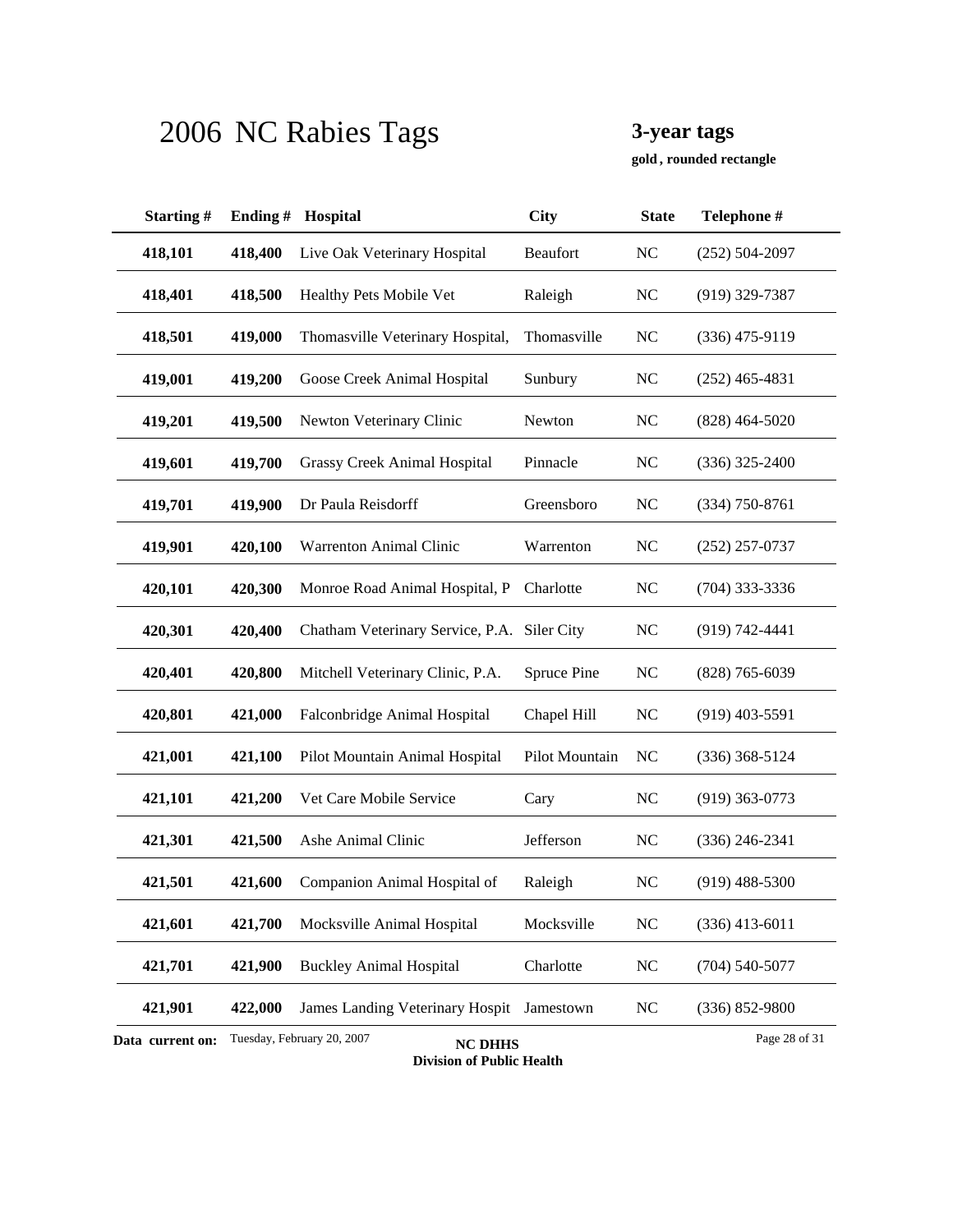# 2006 NC Rabies Tags

**3-year tags**

**gold , rounded rectangle**

| Starting # | Ending # | Hospital | City | State | Telephone # |
|---|---|---|---|---|---|
| 418,101 | 418,400 | Live Oak Veterinary Hospital | Beaufort | NC | (252) 504-2097 |
| 418,401 | 418,500 | Healthy Pets Mobile Vet | Raleigh | NC | (919) 329-7387 |
| 418,501 | 419,000 | Thomasville Veterinary Hospital, | Thomasville | NC | (336) 475-9119 |
| 419,001 | 419,200 | Goose Creek Animal Hospital | Sunbury | NC | (252) 465-4831 |
| 419,201 | 419,500 | Newton Veterinary Clinic | Newton | NC | (828) 464-5020 |
| 419,601 | 419,700 | Grassy Creek Animal Hospital | Pinnacle | NC | (336) 325-2400 |
| 419,701 | 419,900 | Dr Paula Reisdorff | Greensboro | NC | (334) 750-8761 |
| 419,901 | 420,100 | Warrenton Animal Clinic | Warrenton | NC | (252) 257-0737 |
| 420,101 | 420,300 | Monroe Road Animal Hospital, P | Charlotte | NC | (704) 333-3336 |
| 420,301 | 420,400 | Chatham Veterinary Service, P.A. | Siler City | NC | (919) 742-4441 |
| 420,401 | 420,800 | Mitchell Veterinary Clinic, P.A. | Spruce Pine | NC | (828) 765-6039 |
| 420,801 | 421,000 | Falconbridge Animal Hospital | Chapel Hill | NC | (919) 403-5591 |
| 421,001 | 421,100 | Pilot Mountain Animal Hospital | Pilot Mountain | NC | (336) 368-5124 |
| 421,101 | 421,200 | Vet Care Mobile Service | Cary | NC | (919) 363-0773 |
| 421,301 | 421,500 | Ashe Animal Clinic | Jefferson | NC | (336) 246-2341 |
| 421,501 | 421,600 | Companion Animal Hospital of | Raleigh | NC | (919) 488-5300 |
| 421,601 | 421,700 | Mocksville Animal Hospital | Mocksville | NC | (336) 413-6011 |
| 421,701 | 421,900 | Buckley Animal Hospital | Charlotte | NC | (704) 540-5077 |
| 421,901 | 422,000 | James Landing Veterinary Hospit | Jamestown | NC | (336) 852-9800 |

**Data current on:** Tuesday, February 20, 2007

**NC DHHS**
**Division of Public Health**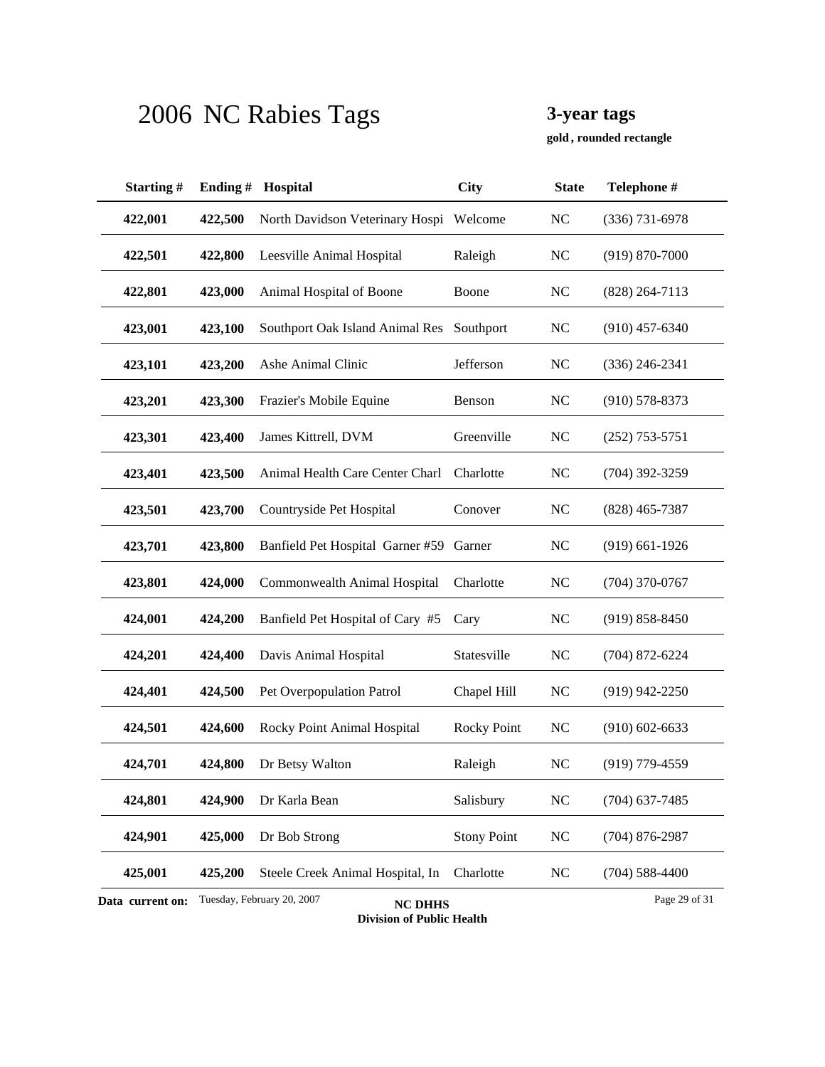# 2006 NC Rabies Tags

**3-year tags**

**gold , rounded rectangle**

| Starting # | Ending # | Hospital | City | State | Telephone # |
|---|---|---|---|---|---|
| 422,001 | 422,500 | North Davidson Veterinary Hospi | Welcome | NC | (336) 731-6978 |
| 422,501 | 422,800 | Leesville Animal Hospital | Raleigh | NC | (919) 870-7000 |
| 422,801 | 423,000 | Animal Hospital of Boone | Boone | NC | (828) 264-7113 |
| 423,001 | 423,100 | Southport Oak Island Animal Res | Southport | NC | (910) 457-6340 |
| 423,101 | 423,200 | Ashe Animal Clinic | Jefferson | NC | (336) 246-2341 |
| 423,201 | 423,300 | Frazier's Mobile Equine | Benson | NC | (910) 578-8373 |
| 423,301 | 423,400 | James Kittrell, DVM | Greenville | NC | (252) 753-5751 |
| 423,401 | 423,500 | Animal Health Care Center Charl | Charlotte | NC | (704) 392-3259 |
| 423,501 | 423,700 | Countryside Pet Hospital | Conover | NC | (828) 465-7387 |
| 423,701 | 423,800 | Banfield Pet Hospital Garner #59 | Garner | NC | (919) 661-1926 |
| 423,801 | 424,000 | Commonwealth Animal Hospital | Charlotte | NC | (704) 370-0767 |
| 424,001 | 424,200 | Banfield Pet Hospital of Cary #5 | Cary | NC | (919) 858-8450 |
| 424,201 | 424,400 | Davis Animal Hospital | Statesville | NC | (704) 872-6224 |
| 424,401 | 424,500 | Pet Overpopulation Patrol | Chapel Hill | NC | (919) 942-2250 |
| 424,501 | 424,600 | Rocky Point Animal Hospital | Rocky Point | NC | (910) 602-6633 |
| 424,701 | 424,800 | Dr Betsy Walton | Raleigh | NC | (919) 779-4559 |
| 424,801 | 424,900 | Dr Karla Bean | Salisbury | NC | (704) 637-7485 |
| 424,901 | 425,000 | Dr Bob Strong | Stony Point | NC | (704) 876-2987 |
| 425,001 | 425,200 | Steele Creek Animal Hospital, In | Charlotte | NC | (704) 588-4400 |

**Data current on:** Tuesday, February 20, 2007

**NC DHHS**
**Division of Public Health**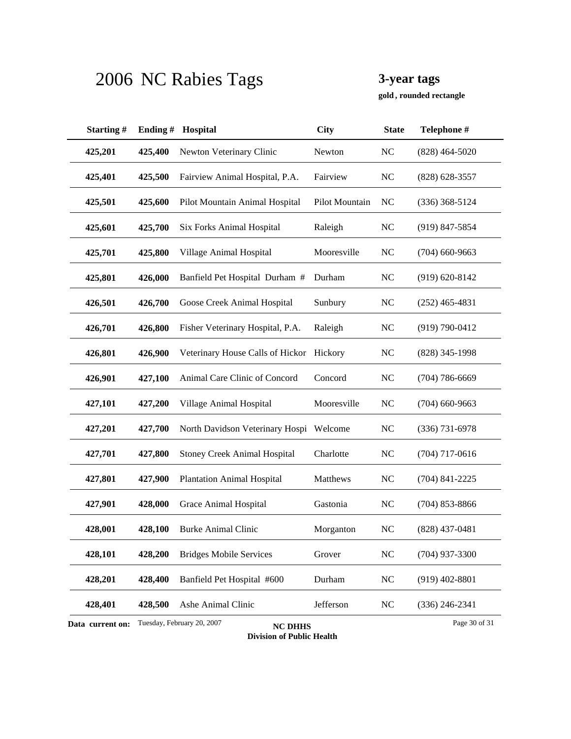# 2006 NC Rabies Tags

**3-year tags**

**gold , rounded rectangle**

| Starting # | Ending # | Hospital | City | State | Telephone # |
|---|---|---|---|---|---|
| **425,201** | **425,400** | Newton Veterinary Clinic | Newton | NC | (828) 464-5020 |
| **425,401** | **425,500** | Fairview Animal Hospital, P.A. | Fairview | NC | (828) 628-3557 |
| **425,501** | **425,600** | Pilot Mountain Animal Hospital | Pilot Mountain | NC | (336) 368-5124 |
| **425,601** | **425,700** | Six Forks Animal Hospital | Raleigh | NC | (919) 847-5854 |
| **425,701** | **425,800** | Village Animal Hospital | Mooresville | NC | (704) 660-9663 |
| **425,801** | **426,000** | Banfield Pet Hospital Durham # | Durham | NC | (919) 620-8142 |
| **426,501** | **426,700** | Goose Creek Animal Hospital | Sunbury | NC | (252) 465-4831 |
| **426,701** | **426,800** | Fisher Veterinary Hospital, P.A. | Raleigh | NC | (919) 790-0412 |
| **426,801** | **426,900** | Veterinary House Calls of Hickor | Hickory | NC | (828) 345-1998 |
| **426,901** | **427,100** | Animal Care Clinic of Concord | Concord | NC | (704) 786-6669 |
| **427,101** | **427,200** | Village Animal Hospital | Mooresville | NC | (704) 660-9663 |
| **427,201** | **427,700** | North Davidson Veterinary Hospi | Welcome | NC | (336) 731-6978 |
| **427,701** | **427,800** | Stoney Creek Animal Hospital | Charlotte | NC | (704) 717-0616 |
| **427,801** | **427,900** | Plantation Animal Hospital | Matthews | NC | (704) 841-2225 |
| **427,901** | **428,000** | Grace Animal Hospital | Gastonia | NC | (704) 853-8866 |
| **428,001** | **428,100** | Burke Animal Clinic | Morganton | NC | (828) 437-0481 |
| **428,101** | **428,200** | Bridges Mobile Services | Grover | NC | (704) 937-3300 |
| **428,201** | **428,400** | Banfield Pet Hospital #600 | Durham | NC | (919) 402-8801 |
| **428,401** | **428,500** | Ashe Animal Clinic | Jefferson | NC | (336) 246-2341 |

**Data current on:** Tuesday, February 20, 2007

**NC DHHS**
**Division of Public Health**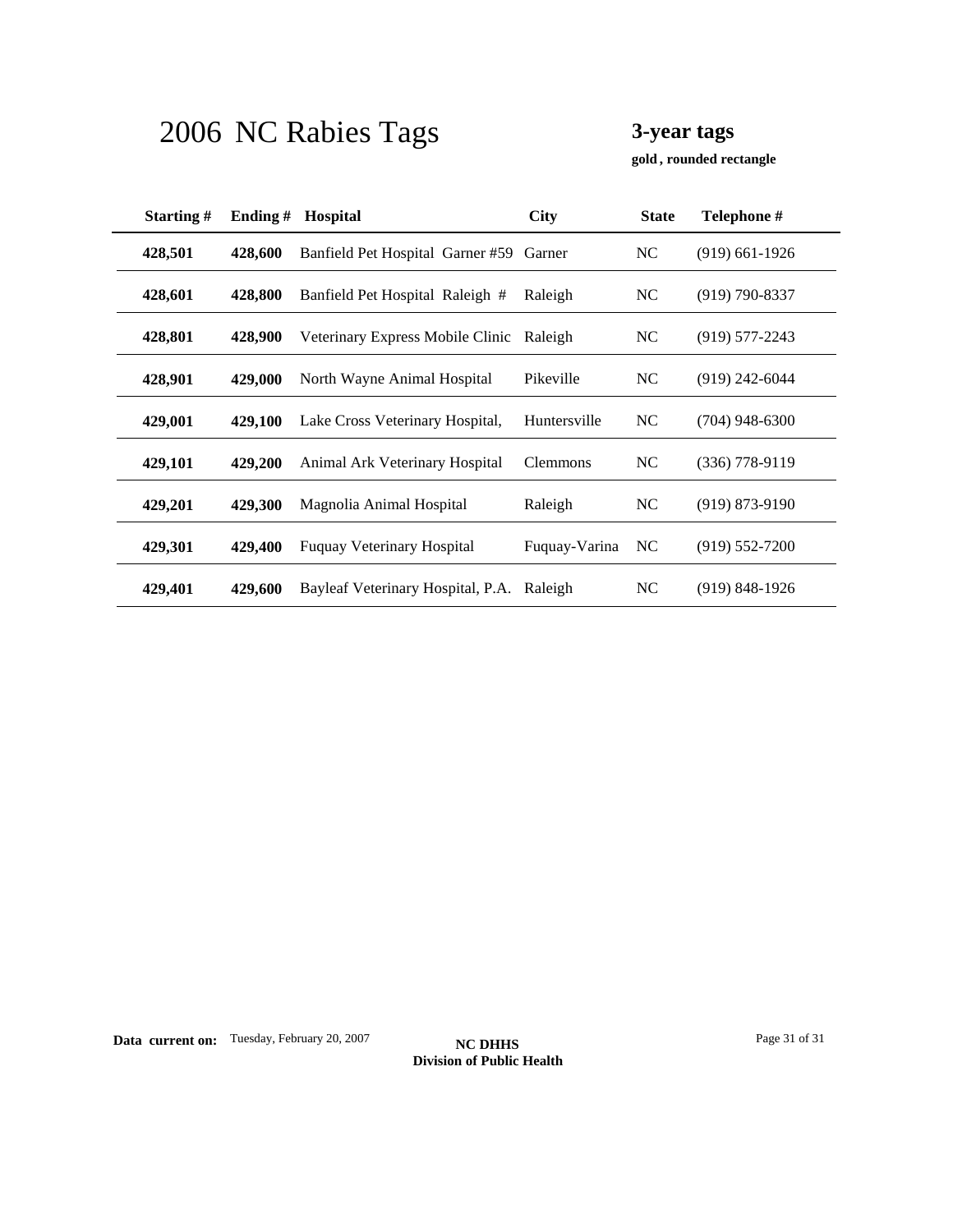# 2006 NC Rabies Tags

**3-year tags**

**gold , rounded rectangle**

| Starting # | Ending # | Hospital | City | State | Telephone # |
|---|---|---|---|---|---|
| **428,501** | **428,600** | Banfield Pet Hospital Garner #59 | Garner | NC | (919) 661-1926 |
| **428,601** | **428,800** | Banfield Pet Hospital Raleigh # | Raleigh | NC | (919) 790-8337 |
| **428,801** | **428,900** | Veterinary Express Mobile Clinic | Raleigh | NC | (919) 577-2243 |
| **428,901** | **429,000** | North Wayne Animal Hospital | Pikeville | NC | (919) 242-6044 |
| **429,001** | **429,100** | Lake Cross Veterinary Hospital, | Huntersville | NC | (704) 948-6300 |
| **429,101** | **429,200** | Animal Ark Veterinary Hospital | Clemmons | NC | (336) 778-9119 |
| **429,201** | **429,300** | Magnolia Animal Hospital | Raleigh | NC | (919) 873-9190 |
| **429,301** | **429,400** | Fuquay Veterinary Hospital | Fuquay-Varina | NC | (919) 552-7200 |
| **429,401** | **429,600** | Bayleaf Veterinary Hospital, P.A. | Raleigh | NC | (919) 848-1926 |

**Data current on:** Tuesday, February 20, 2007

**NC DHHS**
**Division of Public Health**